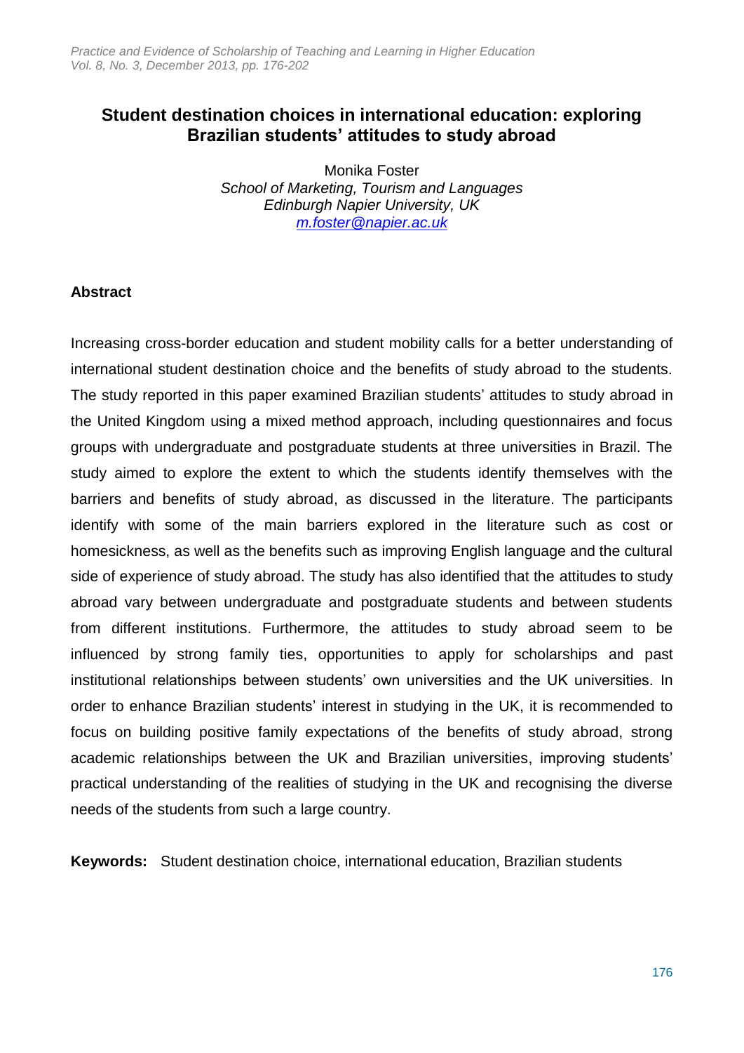# Student destination choices in international education: exploring Brazilian students' attitudes to study abroad

Monika Foster
*School of Marketing, Tourism and Languages*
*Edinburgh Napier University, UK*
*m.foster@napier.ac.uk*

## Abstract

Increasing cross-border education and student mobility calls for a better understanding of international student destination choice and the benefits of study abroad to the students. The study reported in this paper examined Brazilian students' attitudes to study abroad in the United Kingdom using a mixed method approach, including questionnaires and focus groups with undergraduate and postgraduate students at three universities in Brazil. The study aimed to explore the extent to which the students identify themselves with the barriers and benefits of study abroad, as discussed in the literature. The participants identify with some of the main barriers explored in the literature such as cost or homesickness, as well as the benefits such as improving English language and the cultural side of experience of study abroad. The study has also identified that the attitudes to study abroad vary between undergraduate and postgraduate students and between students from different institutions. Furthermore, the attitudes to study abroad seem to be influenced by strong family ties, opportunities to apply for scholarships and past institutional relationships between students' own universities and the UK universities. In order to enhance Brazilian students' interest in studying in the UK, it is recommended to focus on building positive family expectations of the benefits of study abroad, strong academic relationships between the UK and Brazilian universities, improving students' practical understanding of the realities of studying in the UK and recognising the diverse needs of the students from such a large country.

**Keywords:** Student destination choice, international education, Brazilian students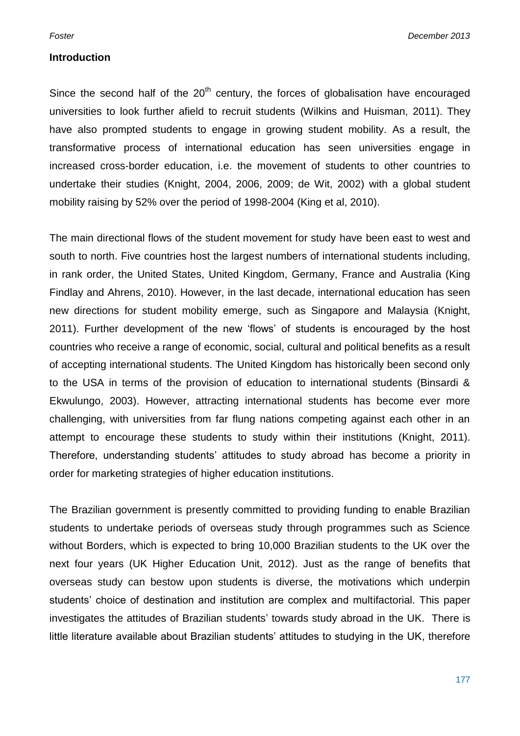## Introduction

Since the second half of the 20th century, the forces of globalisation have encouraged universities to look further afield to recruit students (Wilkins and Huisman, 2011). They have also prompted students to engage in growing student mobility. As a result, the transformative process of international education has seen universities engage in increased cross-border education, i.e. the movement of students to other countries to undertake their studies (Knight, 2004, 2006, 2009; de Wit, 2002) with a global student mobility raising by 52% over the period of 1998-2004 (King et al, 2010).

The main directional flows of the student movement for study have been east to west and south to north. Five countries host the largest numbers of international students including, in rank order, the United States, United Kingdom, Germany, France and Australia (King Findlay and Ahrens, 2010). However, in the last decade, international education has seen new directions for student mobility emerge, such as Singapore and Malaysia (Knight, 2011). Further development of the new 'flows' of students is encouraged by the host countries who receive a range of economic, social, cultural and political benefits as a result of accepting international students. The United Kingdom has historically been second only to the USA in terms of the provision of education to international students (Binsardi & Ekwulungo, 2003). However, attracting international students has become ever more challenging, with universities from far flung nations competing against each other in an attempt to encourage these students to study within their institutions (Knight, 2011). Therefore, understanding students' attitudes to study abroad has become a priority in order for marketing strategies of higher education institutions.

The Brazilian government is presently committed to providing funding to enable Brazilian students to undertake periods of overseas study through programmes such as Science without Borders, which is expected to bring 10,000 Brazilian students to the UK over the next four years (UK Higher Education Unit, 2012). Just as the range of benefits that overseas study can bestow upon students is diverse, the motivations which underpin students' choice of destination and institution are complex and multifactorial. This paper investigates the attitudes of Brazilian students' towards study abroad in the UK. There is little literature available about Brazilian students' attitudes to studying in the UK, therefore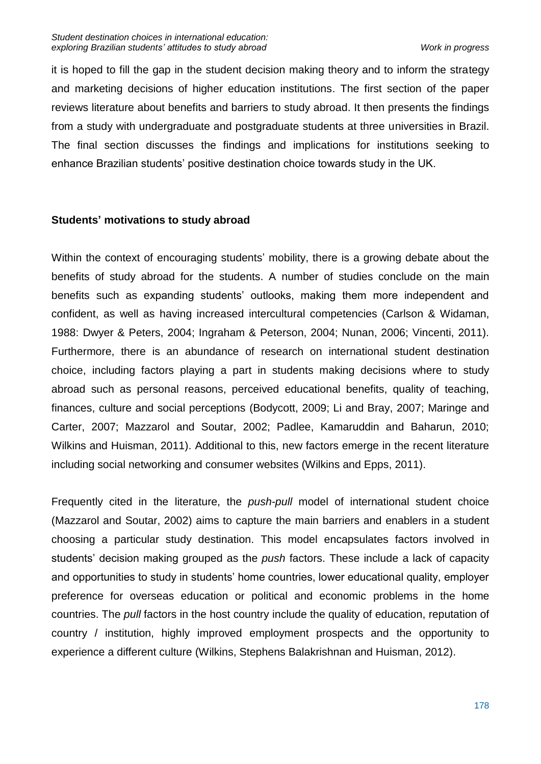it is hoped to fill the gap in the student decision making theory and to inform the strategy and marketing decisions of higher education institutions. The first section of the paper reviews literature about benefits and barriers to study abroad. It then presents the findings from a study with undergraduate and postgraduate students at three universities in Brazil. The final section discusses the findings and implications for institutions seeking to enhance Brazilian students' positive destination choice towards study in the UK.

## Students' motivations to study abroad

Within the context of encouraging students' mobility, there is a growing debate about the benefits of study abroad for the students. A number of studies conclude on the main benefits such as expanding students' outlooks, making them more independent and confident, as well as having increased intercultural competencies (Carlson & Widaman, 1988: Dwyer & Peters, 2004; Ingraham & Peterson, 2004; Nunan, 2006; Vincenti, 2011). Furthermore, there is an abundance of research on international student destination choice, including factors playing a part in students making decisions where to study abroad such as personal reasons, perceived educational benefits, quality of teaching, finances, culture and social perceptions (Bodycott, 2009; Li and Bray, 2007; Maringe and Carter, 2007; Mazzarol and Soutar, 2002; Padlee, Kamaruddin and Baharun, 2010; Wilkins and Huisman, 2011). Additional to this, new factors emerge in the recent literature including social networking and consumer websites (Wilkins and Epps, 2011).

Frequently cited in the literature, the *push-pull* model of international student choice (Mazzarol and Soutar, 2002) aims to capture the main barriers and enablers in a student choosing a particular study destination. This model encapsulates factors involved in students' decision making grouped as the *push* factors. These include a lack of capacity and opportunities to study in students' home countries, lower educational quality, employer preference for overseas education or political and economic problems in the home countries. The *pull* factors in the host country include the quality of education, reputation of country / institution, highly improved employment prospects and the opportunity to experience a different culture (Wilkins, Stephens Balakrishnan and Huisman, 2012).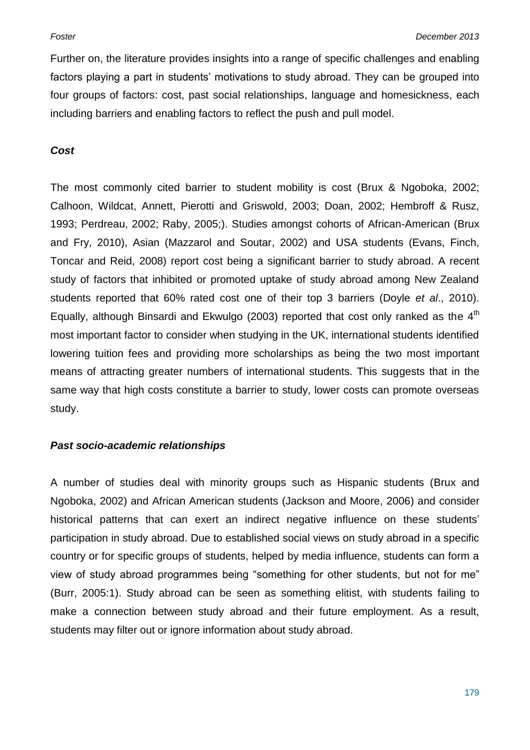Further on, the literature provides insights into a range of specific challenges and enabling factors playing a part in students' motivations to study abroad. They can be grouped into four groups of factors: cost, past social relationships, language and homesickness, each including barriers and enabling factors to reflect the push and pull model.

***Cost***

The most commonly cited barrier to student mobility is cost (Brux & Ngoboka, 2002; Calhoon, Wildcat, Annett, Pierotti and Griswold, 2003; Doan, 2002; Hembroff & Rusz, 1993; Perdreau, 2002; Raby, 2005;). Studies amongst cohorts of African-American (Brux and Fry, 2010), Asian (Mazzarol and Soutar, 2002) and USA students (Evans, Finch, Toncar and Reid, 2008) report cost being a significant barrier to study abroad. A recent study of factors that inhibited or promoted uptake of study abroad among New Zealand students reported that 60% rated cost one of their top 3 barriers (Doyle *et al*., 2010). Equally, although Binsardi and Ekwulgo (2003) reported that cost only ranked as the 4th most important factor to consider when studying in the UK, international students identified lowering tuition fees and providing more scholarships as being the two most important means of attracting greater numbers of international students. This suggests that in the same way that high costs constitute a barrier to study, lower costs can promote overseas study.

***Past socio-academic relationships***

A number of studies deal with minority groups such as Hispanic students (Brux and Ngoboka, 2002) and African American students (Jackson and Moore, 2006) and consider historical patterns that can exert an indirect negative influence on these students' participation in study abroad. Due to established social views on study abroad in a specific country or for specific groups of students, helped by media influence, students can form a view of study abroad programmes being "something for other students, but not for me" (Burr, 2005:1). Study abroad can be seen as something elitist, with students failing to make a connection between study abroad and their future employment. As a result, students may filter out or ignore information about study abroad.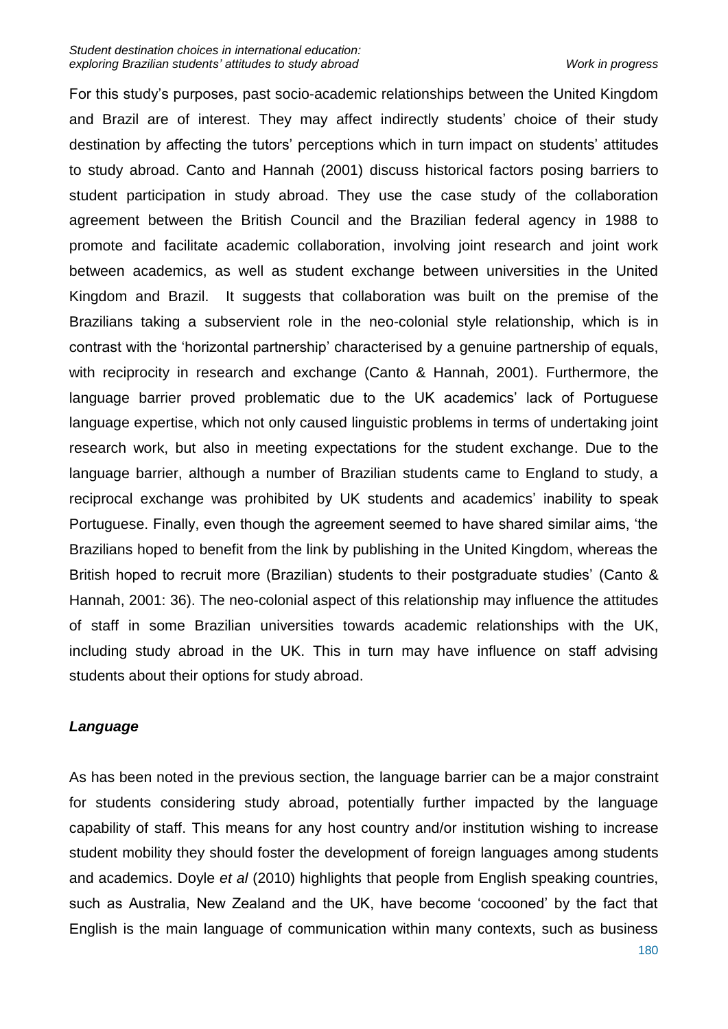For this study's purposes, past socio-academic relationships between the United Kingdom and Brazil are of interest. They may affect indirectly students' choice of their study destination by affecting the tutors' perceptions which in turn impact on students' attitudes to study abroad. Canto and Hannah (2001) discuss historical factors posing barriers to student participation in study abroad. They use the case study of the collaboration agreement between the British Council and the Brazilian federal agency in 1988 to promote and facilitate academic collaboration, involving joint research and joint work between academics, as well as student exchange between universities in the United Kingdom and Brazil. It suggests that collaboration was built on the premise of the Brazilians taking a subservient role in the neo-colonial style relationship, which is in contrast with the 'horizontal partnership' characterised by a genuine partnership of equals, with reciprocity in research and exchange (Canto & Hannah, 2001). Furthermore, the language barrier proved problematic due to the UK academics' lack of Portuguese language expertise, which not only caused linguistic problems in terms of undertaking joint research work, but also in meeting expectations for the student exchange. Due to the language barrier, although a number of Brazilian students came to England to study, a reciprocal exchange was prohibited by UK students and academics' inability to speak Portuguese. Finally, even though the agreement seemed to have shared similar aims, 'the Brazilians hoped to benefit from the link by publishing in the United Kingdom, whereas the British hoped to recruit more (Brazilian) students to their postgraduate studies' (Canto & Hannah, 2001: 36). The neo-colonial aspect of this relationship may influence the attitudes of staff in some Brazilian universities towards academic relationships with the UK, including study abroad in the UK. This in turn may have influence on staff advising students about their options for study abroad.

### *Language*

As has been noted in the previous section, the language barrier can be a major constraint for students considering study abroad, potentially further impacted by the language capability of staff. This means for any host country and/or institution wishing to increase student mobility they should foster the development of foreign languages among students and academics. Doyle *et al* (2010) highlights that people from English speaking countries, such as Australia, New Zealand and the UK, have become 'cocooned' by the fact that English is the main language of communication within many contexts, such as business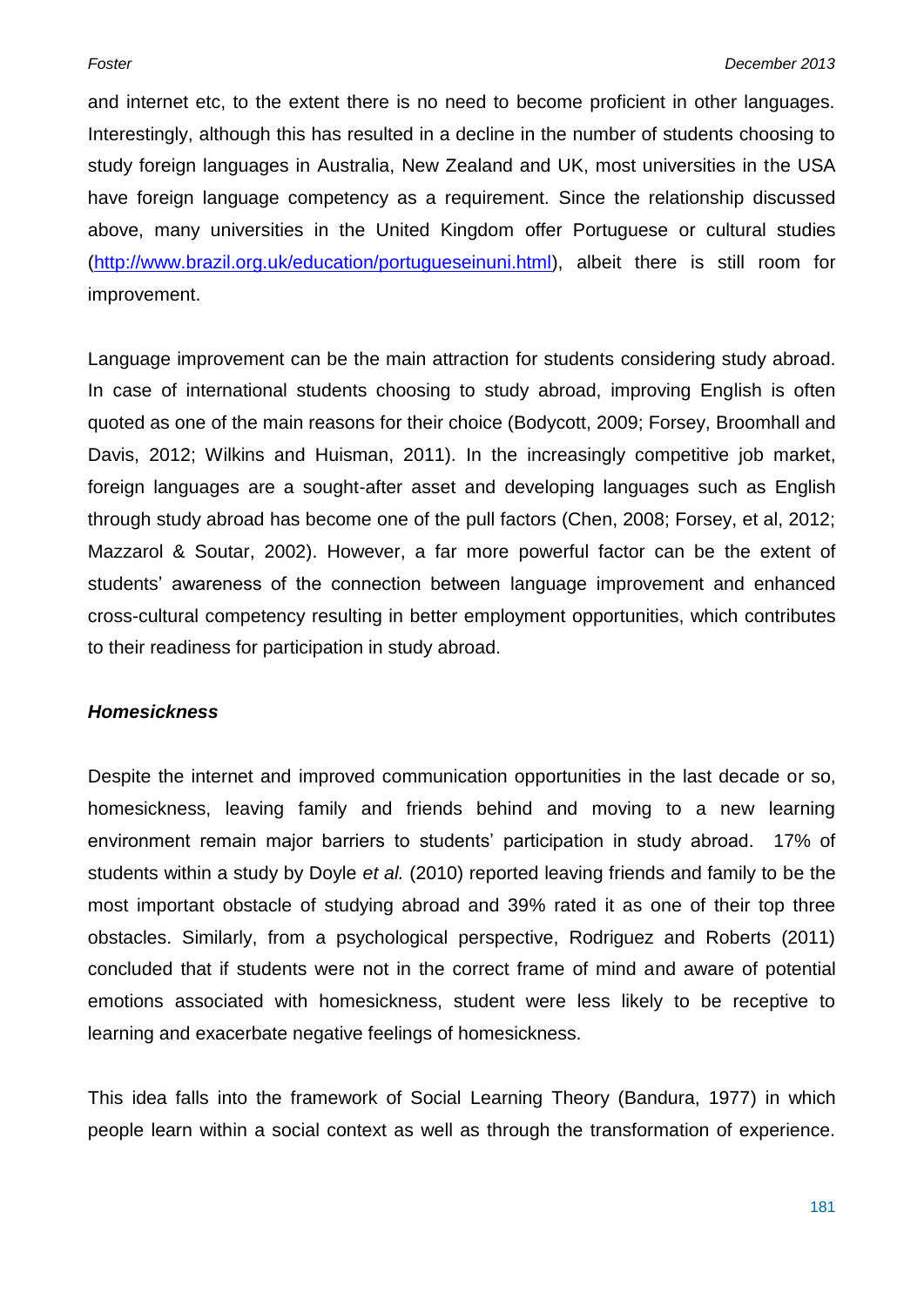and internet etc, to the extent there is no need to become proficient in other languages. Interestingly, although this has resulted in a decline in the number of students choosing to study foreign languages in Australia, New Zealand and UK, most universities in the USA have foreign language competency as a requirement. Since the relationship discussed above, many universities in the United Kingdom offer Portuguese or cultural studies (http://www.brazil.org.uk/education/portugueseinuni.html), albeit there is still room for improvement.

Language improvement can be the main attraction for students considering study abroad. In case of international students choosing to study abroad, improving English is often quoted as one of the main reasons for their choice (Bodycott, 2009; Forsey, Broomhall and Davis, 2012; Wilkins and Huisman, 2011). In the increasingly competitive job market, foreign languages are a sought-after asset and developing languages such as English through study abroad has become one of the pull factors (Chen, 2008; Forsey, et al, 2012; Mazzarol & Soutar, 2002). However, a far more powerful factor can be the extent of students' awareness of the connection between language improvement and enhanced cross-cultural competency resulting in better employment opportunities, which contributes to their readiness for participation in study abroad.

***Homesickness***

Despite the internet and improved communication opportunities in the last decade or so, homesickness, leaving family and friends behind and moving to a new learning environment remain major barriers to students' participation in study abroad. 17% of students within a study by Doyle *et al.* (2010) reported leaving friends and family to be the most important obstacle of studying abroad and 39% rated it as one of their top three obstacles. Similarly, from a psychological perspective, Rodriguez and Roberts (2011) concluded that if students were not in the correct frame of mind and aware of potential emotions associated with homesickness, student were less likely to be receptive to learning and exacerbate negative feelings of homesickness.

This idea falls into the framework of Social Learning Theory (Bandura, 1977) in which people learn within a social context as well as through the transformation of experience.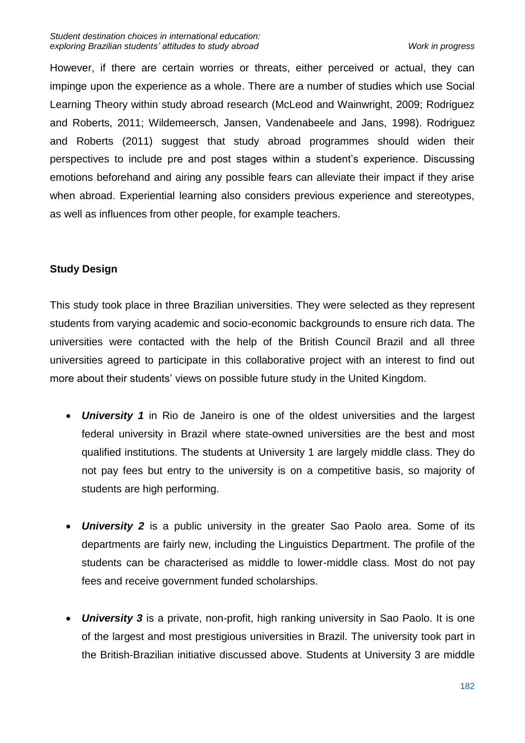However, if there are certain worries or threats, either perceived or actual, they can impinge upon the experience as a whole. There are a number of studies which use Social Learning Theory within study abroad research (McLeod and Wainwright, 2009; Rodriguez and Roberts, 2011; Wildemeersch, Jansen, Vandenabeele and Jans, 1998). Rodriguez and Roberts (2011) suggest that study abroad programmes should widen their perspectives to include pre and post stages within a student's experience. Discussing emotions beforehand and airing any possible fears can alleviate their impact if they arise when abroad. Experiential learning also considers previous experience and stereotypes, as well as influences from other people, for example teachers.

## Study Design

This study took place in three Brazilian universities. They were selected as they represent students from varying academic and socio-economic backgrounds to ensure rich data. The universities were contacted with the help of the British Council Brazil and all three universities agreed to participate in this collaborative project with an interest to find out more about their students' views on possible future study in the United Kingdom.

- ***University 1*** in Rio de Janeiro is one of the oldest universities and the largest federal university in Brazil where state-owned universities are the best and most qualified institutions. The students at University 1 are largely middle class. They do not pay fees but entry to the university is on a competitive basis, so majority of students are high performing.

- ***University 2*** is a public university in the greater Sao Paolo area. Some of its departments are fairly new, including the Linguistics Department. The profile of the students can be characterised as middle to lower-middle class. Most do not pay fees and receive government funded scholarships.

- ***University 3*** is a private, non-profit, high ranking university in Sao Paolo. It is one of the largest and most prestigious universities in Brazil. The university took part in the British-Brazilian initiative discussed above. Students at University 3 are middle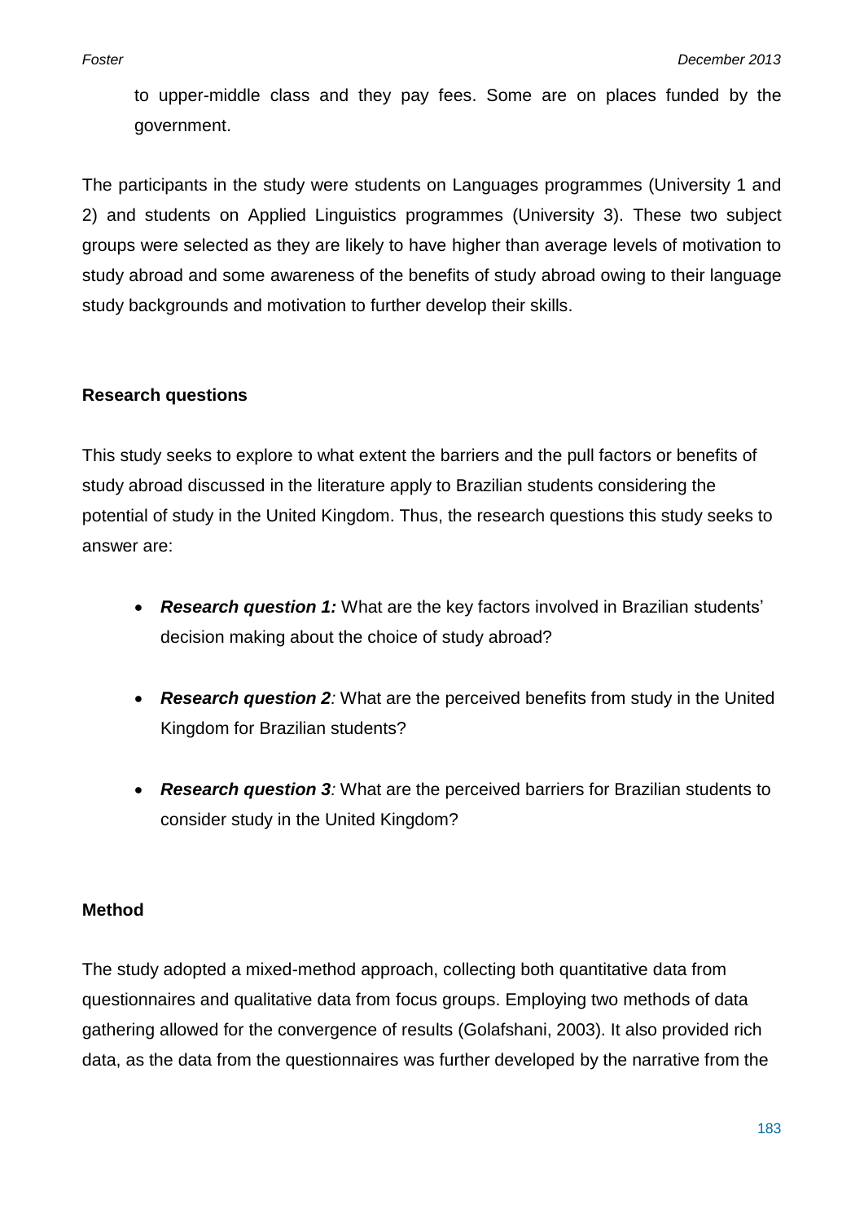to upper-middle class and they pay fees. Some are on places funded by the government.

The participants in the study were students on Languages programmes (University 1 and 2) and students on Applied Linguistics programmes (University 3). These two subject groups were selected as they are likely to have higher than average levels of motivation to study abroad and some awareness of the benefits of study abroad owing to their language study backgrounds and motivation to further develop their skills.

## Research questions

This study seeks to explore to what extent the barriers and the pull factors or benefits of study abroad discussed in the literature apply to Brazilian students considering the potential of study in the United Kingdom. Thus, the research questions this study seeks to answer are:

- ***Research question 1:*** What are the key factors involved in Brazilian students' decision making about the choice of study abroad?
- ***Research question 2****:* What are the perceived benefits from study in the United Kingdom for Brazilian students?
- ***Research question 3****:* What are the perceived barriers for Brazilian students to consider study in the United Kingdom?

## Method

The study adopted a mixed-method approach, collecting both quantitative data from questionnaires and qualitative data from focus groups. Employing two methods of data gathering allowed for the convergence of results (Golafshani, 2003). It also provided rich data, as the data from the questionnaires was further developed by the narrative from the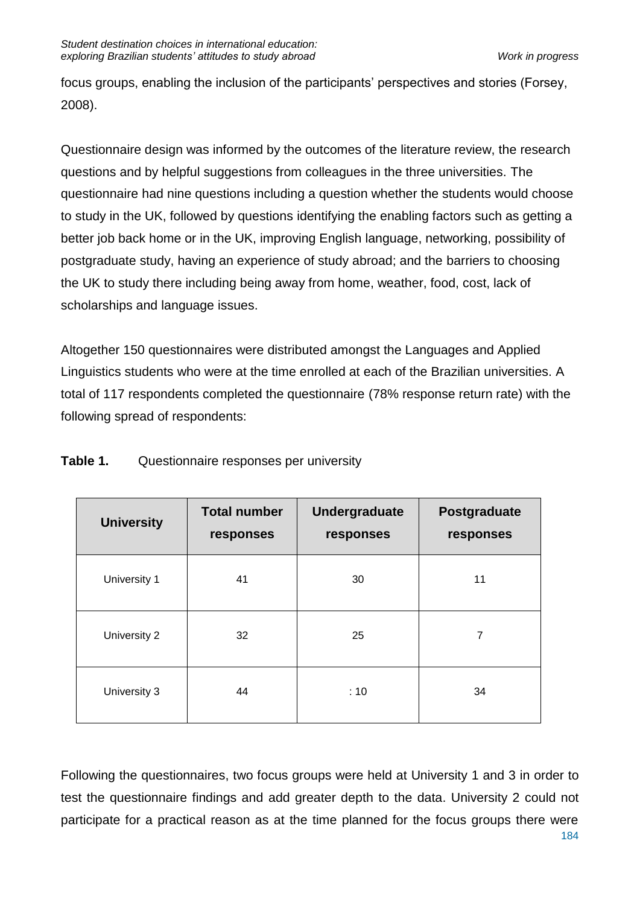focus groups, enabling the inclusion of the participants' perspectives and stories (Forsey, 2008).

Questionnaire design was informed by the outcomes of the literature review, the research questions and by helpful suggestions from colleagues in the three universities. The questionnaire had nine questions including a question whether the students would choose to study in the UK, followed by questions identifying the enabling factors such as getting a better job back home or in the UK, improving English language, networking, possibility of postgraduate study, having an experience of study abroad; and the barriers to choosing the UK to study there including being away from home, weather, food, cost, lack of scholarships and language issues.

Altogether 150 questionnaires were distributed amongst the Languages and Applied Linguistics students who were at the time enrolled at each of the Brazilian universities. A total of 117 respondents completed the questionnaire (78% response return rate) with the following spread of respondents:

**Table 1.** Questionnaire responses per university

| University | Total number responses | Undergraduate responses | Postgraduate responses |
|---|---|---|---|
| University 1 | 41 | 30 | 11 |
| University 2 | 32 | 25 | 7 |
| University 3 | 44 | : 10 | 34 |

Following the questionnaires, two focus groups were held at University 1 and 3 in order to test the questionnaire findings and add greater depth to the data. University 2 could not participate for a practical reason as at the time planned for the focus groups there were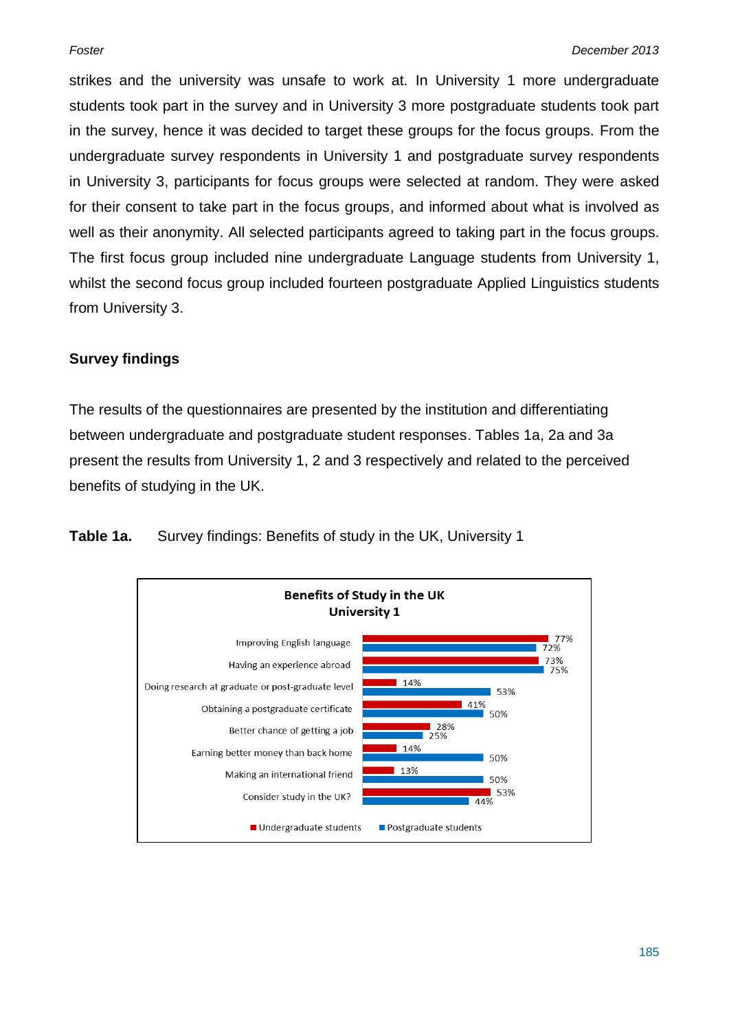strikes and the university was unsafe to work at. In University 1 more undergraduate students took part in the survey and in University 3 more postgraduate students took part in the survey, hence it was decided to target these groups for the focus groups. From the undergraduate survey respondents in University 1 and postgraduate survey respondents in University 3, participants for focus groups were selected at random. They were asked for their consent to take part in the focus groups, and informed about what is involved as well as their anonymity. All selected participants agreed to taking part in the focus groups. The first focus group included nine undergraduate Language students from University 1, whilst the second focus group included fourteen postgraduate Applied Linguistics students from University 3.

## Survey findings

The results of the questionnaires are presented by the institution and differentiating between undergraduate and postgraduate student responses. Tables 1a, 2a and 3a present the results from University 1, 2 and 3 respectively and related to the perceived benefits of studying in the UK.

**Table 1a.** Survey findings: Benefits of study in the UK, University 1

**Benefits of Study in the UK**
**University 1**

| | Undergraduate students | Postgraduate students |
|---|---|---|
| Improving English language | 77% | 72% |
| Having an experience abroad | 73% | 75% |
| Doing research at graduate or post-graduate level | 14% | 53% |
| Obtaining a postgraduate certificate | 41% | 50% |
| Better chance of getting a job | 28% | 25% |
| Earning better money than back home | 14% | 50% |
| Making an international friend | 13% | 50% |
| Consider study in the UK? | 53% | 44% |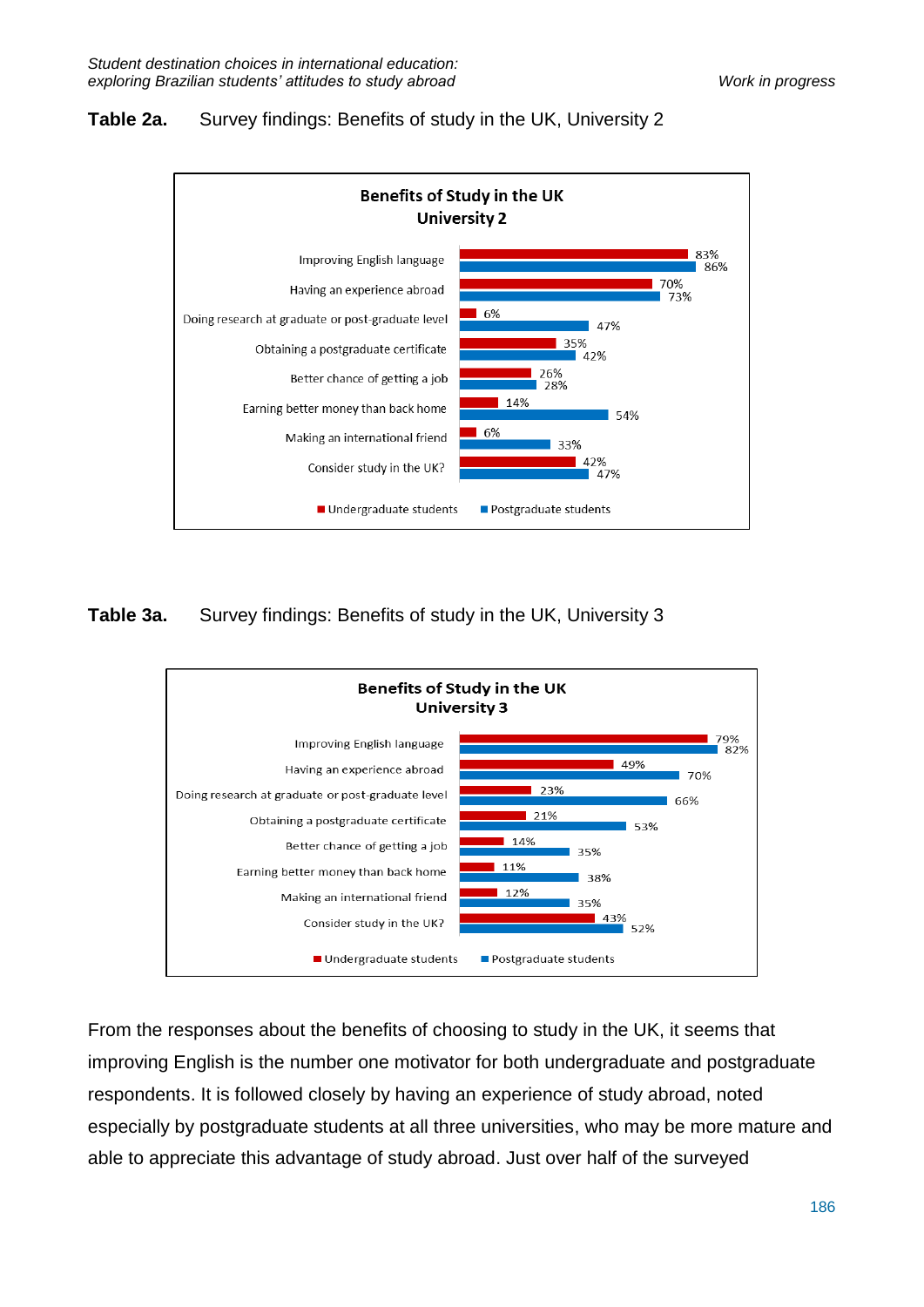**Table 2a.** Survey findings: Benefits of study in the UK, University 2

**Benefits of Study in the UK**
**University 2**

| | Undergraduate students | Postgraduate students |
|---|---|---|
| Improving English language | 83% | 86% |
| Having an experience abroad | 70% | 73% |
| Doing research at graduate or post-graduate level | 6% | 47% |
| Obtaining a postgraduate certificate | 35% | 42% |
| Better chance of getting a job | 26% | 28% |
| Earning better money than back home | 14% | 54% |
| Making an international friend | 6% | 33% |
| Consider study in the UK? | 42% | 47% |

**Table 3a.** Survey findings: Benefits of study in the UK, University 3

**Benefits of Study in the UK**
**University 3**

| | Undergraduate students | Postgraduate students |
|---|---|---|
| Improving English language | 79% | 82% |
| Having an experience abroad | 49% | 70% |
| Doing research at graduate or post-graduate level | 23% | 66% |
| Obtaining a postgraduate certificate | 21% | 53% |
| Better chance of getting a job | 14% | 35% |
| Earning better money than back home | 11% | 38% |
| Making an international friend | 12% | 35% |
| Consider study in the UK? | 43% | 52% |

From the responses about the benefits of choosing to study in the UK, it seems that improving English is the number one motivator for both undergraduate and postgraduate respondents. It is followed closely by having an experience of study abroad, noted especially by postgraduate students at all three universities, who may be more mature and able to appreciate this advantage of study abroad. Just over half of the surveyed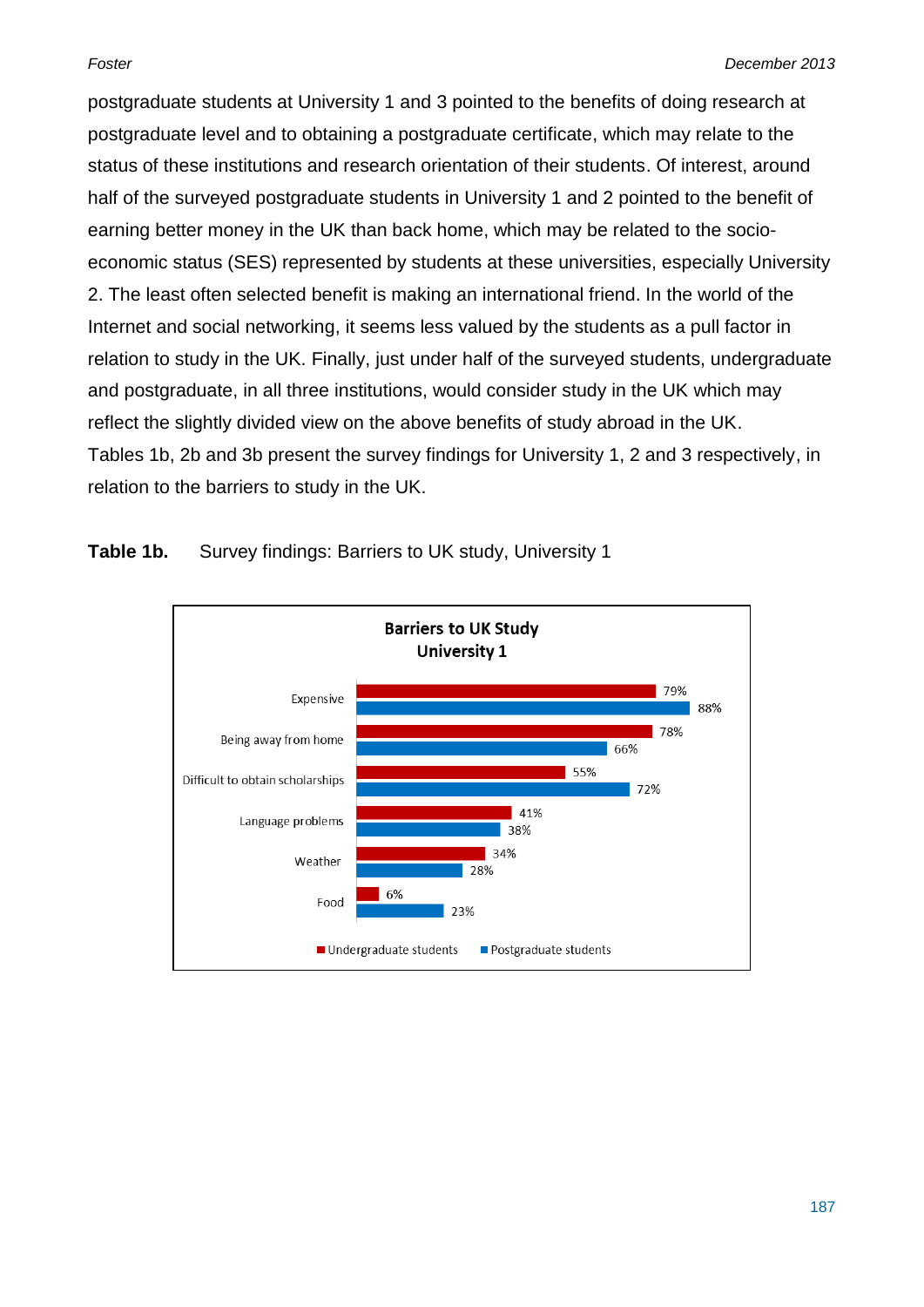postgraduate students at University 1 and 3 pointed to the benefits of doing research at postgraduate level and to obtaining a postgraduate certificate, which may relate to the status of these institutions and research orientation of their students. Of interest, around half of the surveyed postgraduate students in University 1 and 2 pointed to the benefit of earning better money in the UK than back home, which may be related to the socio-economic status (SES) represented by students at these universities, especially University 2. The least often selected benefit is making an international friend. In the world of the Internet and social networking, it seems less valued by the students as a pull factor in relation to study in the UK. Finally, just under half of the surveyed students, undergraduate and postgraduate, in all three institutions, would consider study in the UK which may reflect the slightly divided view on the above benefits of study abroad in the UK.

Tables 1b, 2b and 3b present the survey findings for University 1, 2 and 3 respectively, in relation to the barriers to study in the UK.

**Table 1b.** Survey findings: Barriers to UK study, University 1

**Barriers to UK Study University 1**

| Barrier | Undergraduate students | Postgraduate students |
|---|---|---|
| Expensive | 79% | 88% |
| Being away from home | 78% | 66% |
| Difficult to obtain scholarships | 55% | 72% |
| Language problems | 41% | 38% |
| Weather | 34% | 28% |
| Food | 6% | 23% |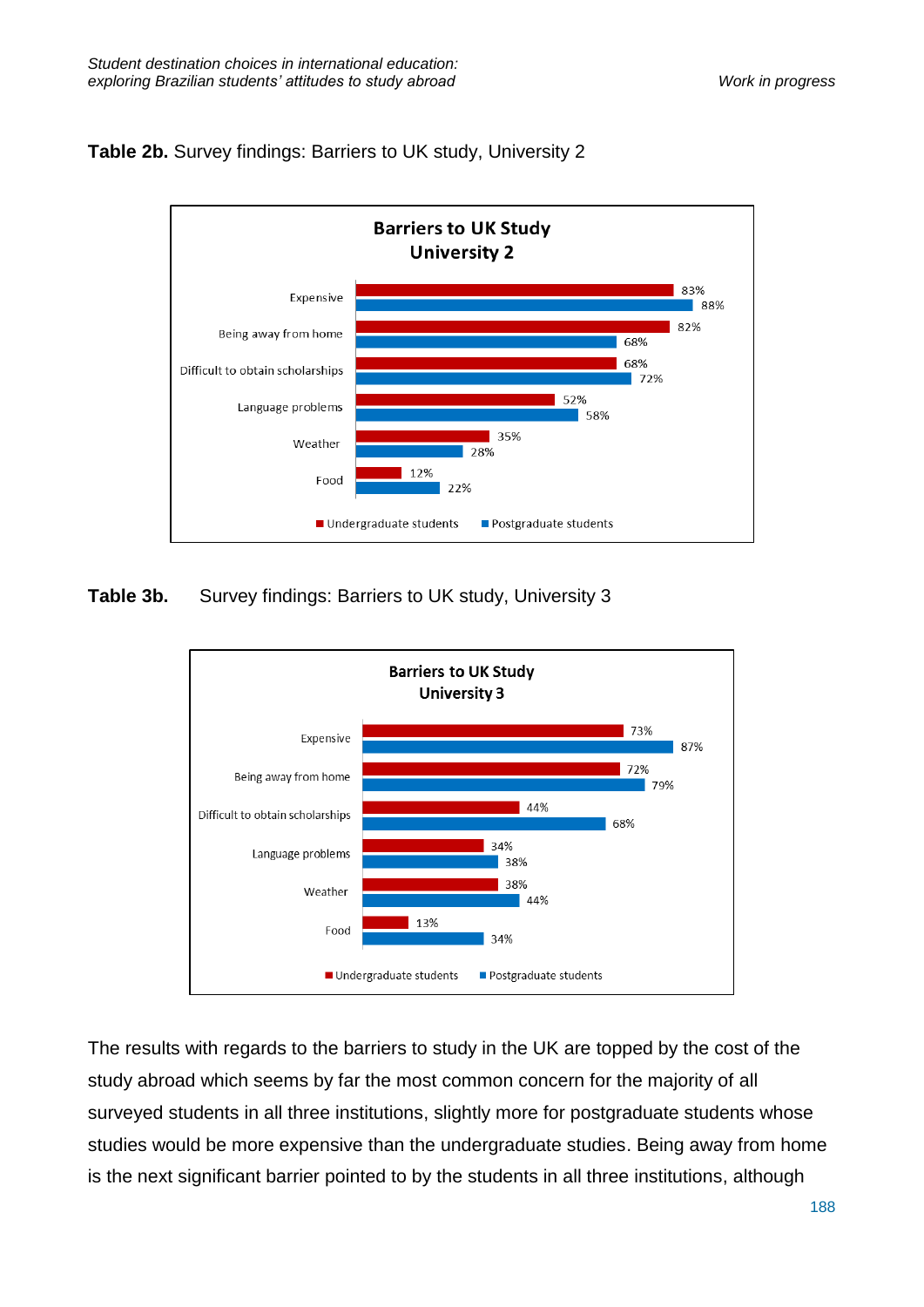**Table 2b.** Survey findings: Barriers to UK study, University 2

**Barriers to UK Study University 2**

| Barrier | Undergraduate students | Postgraduate students |
|---|---|---|
| Expensive | 83% | 88% |
| Being away from home | 82% | 68% |
| Difficult to obtain scholarships | 68% | 72% |
| Language problems | 52% | 58% |
| Weather | 35% | 28% |
| Food | 12% | 22% |

**Table 3b.** Survey findings: Barriers to UK study, University 3

**Barriers to UK Study University 3**

| Barrier | Undergraduate students | Postgraduate students |
|---|---|---|
| Expensive | 73% | 87% |
| Being away from home | 72% | 79% |
| Difficult to obtain scholarships | 44% | 68% |
| Language problems | 34% | 38% |
| Weather | 38% | 44% |
| Food | 13% | 34% |

The results with regards to the barriers to study in the UK are topped by the cost of the study abroad which seems by far the most common concern for the majority of all surveyed students in all three institutions, slightly more for postgraduate students whose studies would be more expensive than the undergraduate studies. Being away from home is the next significant barrier pointed to by the students in all three institutions, although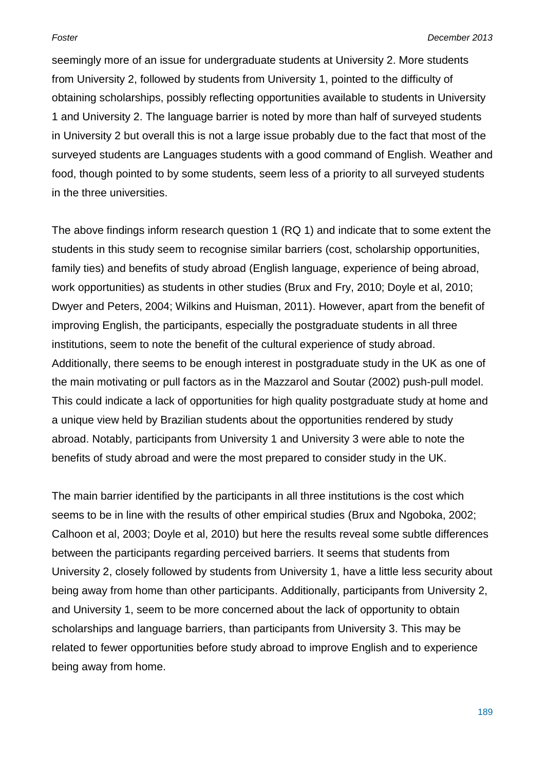seemingly more of an issue for undergraduate students at University 2. More students from University 2, followed by students from University 1, pointed to the difficulty of obtaining scholarships, possibly reflecting opportunities available to students in University 1 and University 2. The language barrier is noted by more than half of surveyed students in University 2 but overall this is not a large issue probably due to the fact that most of the surveyed students are Languages students with a good command of English. Weather and food, though pointed to by some students, seem less of a priority to all surveyed students in the three universities.

The above findings inform research question 1 (RQ 1) and indicate that to some extent the students in this study seem to recognise similar barriers (cost, scholarship opportunities, family ties) and benefits of study abroad (English language, experience of being abroad, work opportunities) as students in other studies (Brux and Fry, 2010; Doyle et al, 2010; Dwyer and Peters, 2004; Wilkins and Huisman, 2011). However, apart from the benefit of improving English, the participants, especially the postgraduate students in all three institutions, seem to note the benefit of the cultural experience of study abroad. Additionally, there seems to be enough interest in postgraduate study in the UK as one of the main motivating or pull factors as in the Mazzarol and Soutar (2002) push-pull model. This could indicate a lack of opportunities for high quality postgraduate study at home and a unique view held by Brazilian students about the opportunities rendered by study abroad. Notably, participants from University 1 and University 3 were able to note the benefits of study abroad and were the most prepared to consider study in the UK.

The main barrier identified by the participants in all three institutions is the cost which seems to be in line with the results of other empirical studies (Brux and Ngoboka, 2002; Calhoon et al, 2003; Doyle et al, 2010) but here the results reveal some subtle differences between the participants regarding perceived barriers. It seems that students from University 2, closely followed by students from University 1, have a little less security about being away from home than other participants. Additionally, participants from University 2, and University 1, seem to be more concerned about the lack of opportunity to obtain scholarships and language barriers, than participants from University 3. This may be related to fewer opportunities before study abroad to improve English and to experience being away from home.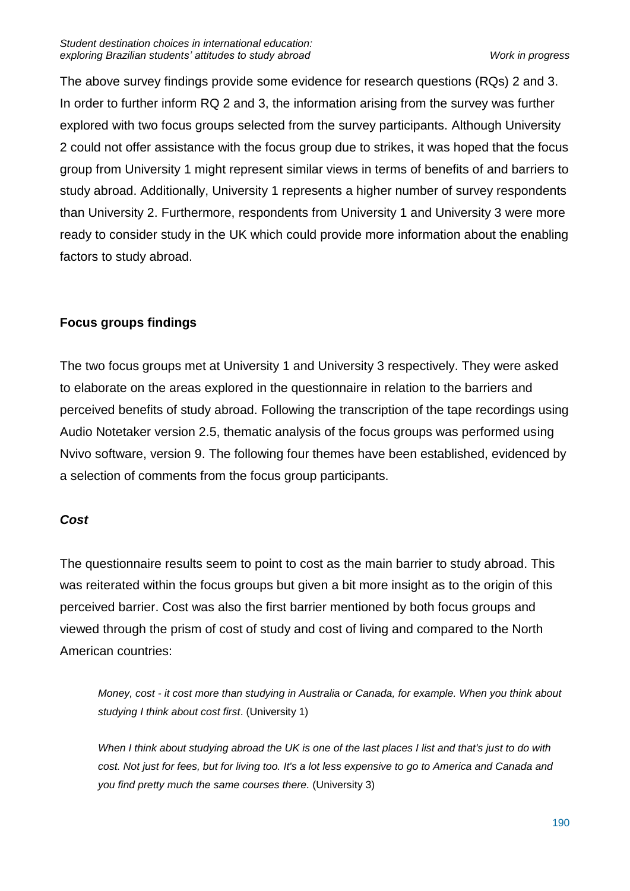The above survey findings provide some evidence for research questions (RQs) 2 and 3. In order to further inform RQ 2 and 3, the information arising from the survey was further explored with two focus groups selected from the survey participants. Although University 2 could not offer assistance with the focus group due to strikes, it was hoped that the focus group from University 1 might represent similar views in terms of benefits of and barriers to study abroad. Additionally, University 1 represents a higher number of survey respondents than University 2. Furthermore, respondents from University 1 and University 3 were more ready to consider study in the UK which could provide more information about the enabling factors to study abroad.

**Focus groups findings**

The two focus groups met at University 1 and University 3 respectively. They were asked to elaborate on the areas explored in the questionnaire in relation to the barriers and perceived benefits of study abroad. Following the transcription of the tape recordings using Audio Notetaker version 2.5, thematic analysis of the focus groups was performed using Nvivo software, version 9. The following four themes have been established, evidenced by a selection of comments from the focus group participants.

***Cost***

The questionnaire results seem to point to cost as the main barrier to study abroad. This was reiterated within the focus groups but given a bit more insight as to the origin of this perceived barrier. Cost was also the first barrier mentioned by both focus groups and viewed through the prism of cost of study and cost of living and compared to the North American countries:

> *Money, cost - it cost more than studying in Australia or Canada, for example. When you think about studying I think about cost first*. (University 1)

> *When I think about studying abroad the UK is one of the last places I list and that's just to do with cost. Not just for fees, but for living too. It's a lot less expensive to go to America and Canada and you find pretty much the same courses there.* (University 3)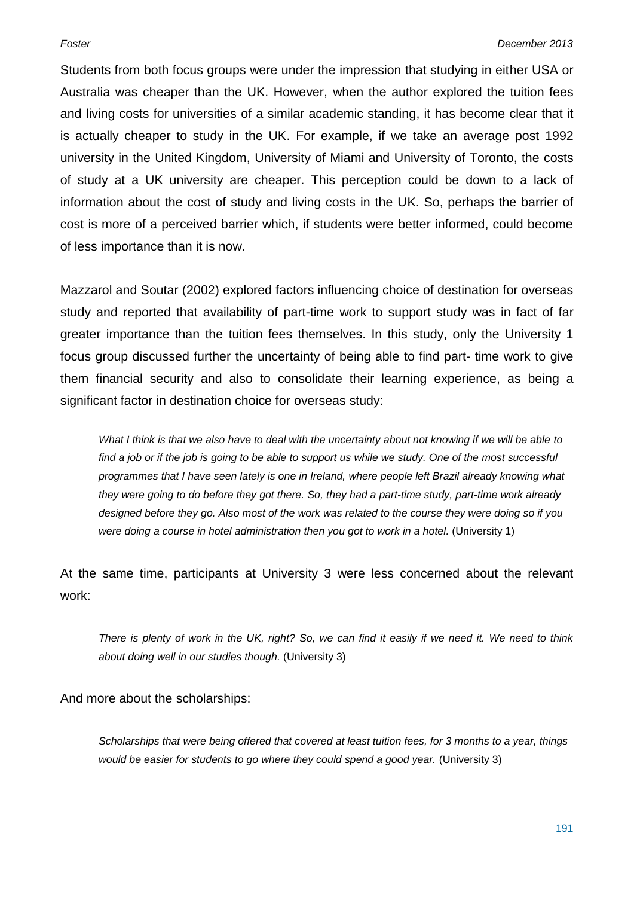Students from both focus groups were under the impression that studying in either USA or Australia was cheaper than the UK. However, when the author explored the tuition fees and living costs for universities of a similar academic standing, it has become clear that it is actually cheaper to study in the UK. For example, if we take an average post 1992 university in the United Kingdom, University of Miami and University of Toronto, the costs of study at a UK university are cheaper. This perception could be down to a lack of information about the cost of study and living costs in the UK. So, perhaps the barrier of cost is more of a perceived barrier which, if students were better informed, could become of less importance than it is now.

Mazzarol and Soutar (2002) explored factors influencing choice of destination for overseas study and reported that availability of part-time work to support study was in fact of far greater importance than the tuition fees themselves. In this study, only the University 1 focus group discussed further the uncertainty of being able to find part- time work to give them financial security and also to consolidate their learning experience, as being a significant factor in destination choice for overseas study:

> *What I think is that we also have to deal with the uncertainty about not knowing if we will be able to find a job or if the job is going to be able to support us while we study. One of the most successful programmes that I have seen lately is one in Ireland, where people left Brazil already knowing what they were going to do before they got there. So, they had a part-time study, part-time work already designed before they go. Also most of the work was related to the course they were doing so if you were doing a course in hotel administration then you got to work in a hotel.* (University 1)

At the same time, participants at University 3 were less concerned about the relevant work:

> *There is plenty of work in the UK, right? So, we can find it easily if we need it. We need to think about doing well in our studies though.* (University 3)

And more about the scholarships:

> *Scholarships that were being offered that covered at least tuition fees, for 3 months to a year, things would be easier for students to go where they could spend a good year.* (University 3)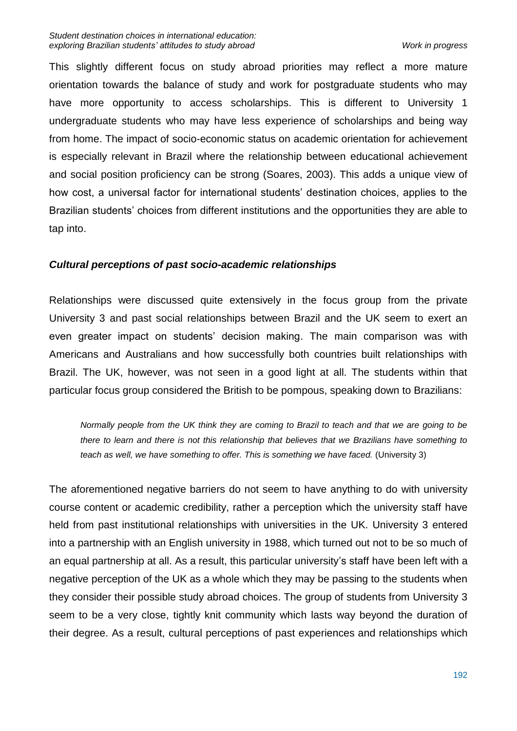This slightly different focus on study abroad priorities may reflect a more mature orientation towards the balance of study and work for postgraduate students who may have more opportunity to access scholarships. This is different to University 1 undergraduate students who may have less experience of scholarships and being way from home. The impact of socio-economic status on academic orientation for achievement is especially relevant in Brazil where the relationship between educational achievement and social position proficiency can be strong (Soares, 2003). This adds a unique view of how cost, a universal factor for international students' destination choices, applies to the Brazilian students' choices from different institutions and the opportunities they are able to tap into.

### ***Cultural perceptions of past socio-academic relationships***

Relationships were discussed quite extensively in the focus group from the private University 3 and past social relationships between Brazil and the UK seem to exert an even greater impact on students' decision making. The main comparison was with Americans and Australians and how successfully both countries built relationships with Brazil. The UK, however, was not seen in a good light at all. The students within that particular focus group considered the British to be pompous, speaking down to Brazilians:

> *Normally people from the UK think they are coming to Brazil to teach and that we are going to be there to learn and there is not this relationship that believes that we Brazilians have something to teach as well, we have something to offer. This is something we have faced.* (University 3)

The aforementioned negative barriers do not seem to have anything to do with university course content or academic credibility, rather a perception which the university staff have held from past institutional relationships with universities in the UK. University 3 entered into a partnership with an English university in 1988, which turned out not to be so much of an equal partnership at all. As a result, this particular university's staff have been left with a negative perception of the UK as a whole which they may be passing to the students when they consider their possible study abroad choices. The group of students from University 3 seem to be a very close, tightly knit community which lasts way beyond the duration of their degree. As a result, cultural perceptions of past experiences and relationships which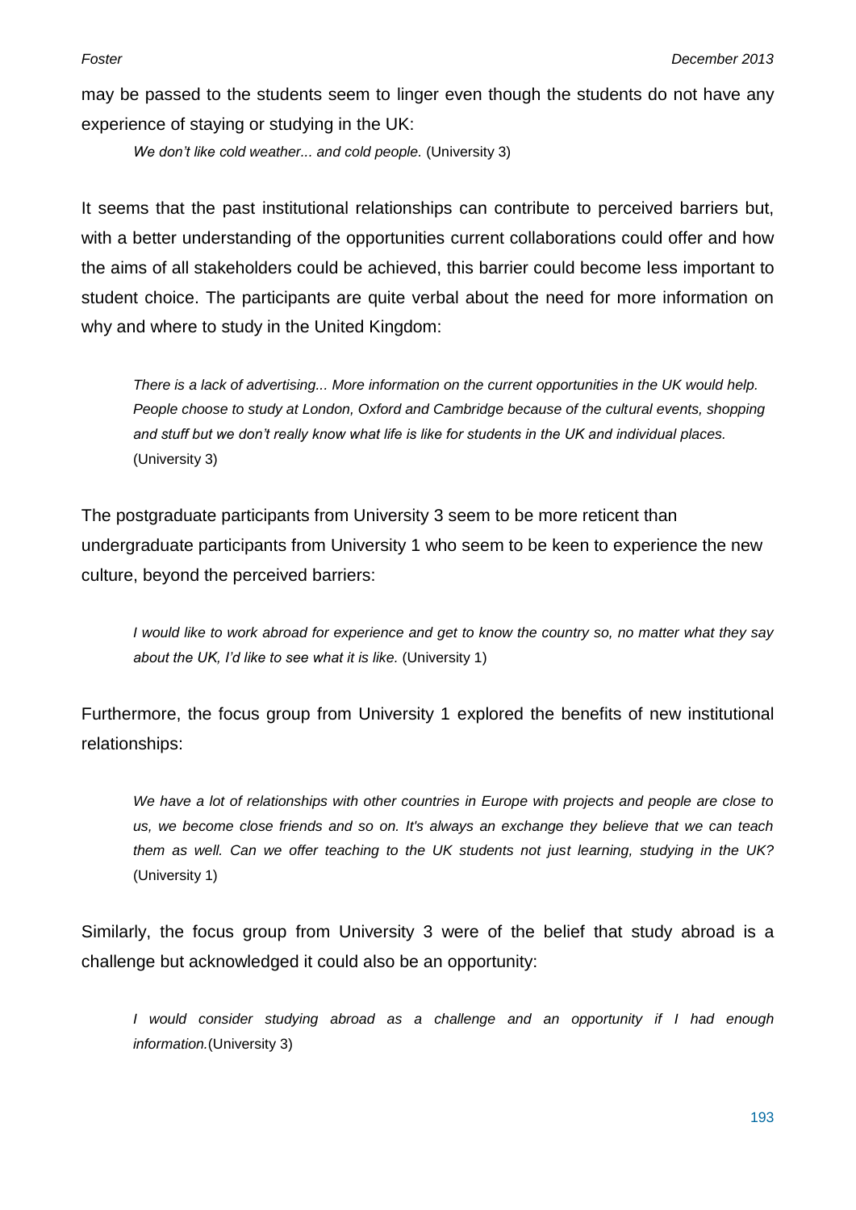may be passed to the students seem to linger even though the students do not have any experience of staying or studying in the UK:

> *We don't like cold weather... and cold people.* (University 3)

It seems that the past institutional relationships can contribute to perceived barriers but, with a better understanding of the opportunities current collaborations could offer and how the aims of all stakeholders could be achieved, this barrier could become less important to student choice. The participants are quite verbal about the need for more information on why and where to study in the United Kingdom:

> *There is a lack of advertising... More information on the current opportunities in the UK would help. People choose to study at London, Oxford and Cambridge because of the cultural events, shopping and stuff but we don't really know what life is like for students in the UK and individual places.* (University 3)

The postgraduate participants from University 3 seem to be more reticent than undergraduate participants from University 1 who seem to be keen to experience the new culture, beyond the perceived barriers:

> *I would like to work abroad for experience and get to know the country so, no matter what they say about the UK, I'd like to see what it is like.* (University 1)

Furthermore, the focus group from University 1 explored the benefits of new institutional relationships:

> *We have a lot of relationships with other countries in Europe with projects and people are close to us, we become close friends and so on. It's always an exchange they believe that we can teach them as well. Can we offer teaching to the UK students not just learning, studying in the UK?* (University 1)

Similarly, the focus group from University 3 were of the belief that study abroad is a challenge but acknowledged it could also be an opportunity:

> *I would consider studying abroad as a challenge and an opportunity if I had enough information.*(University 3)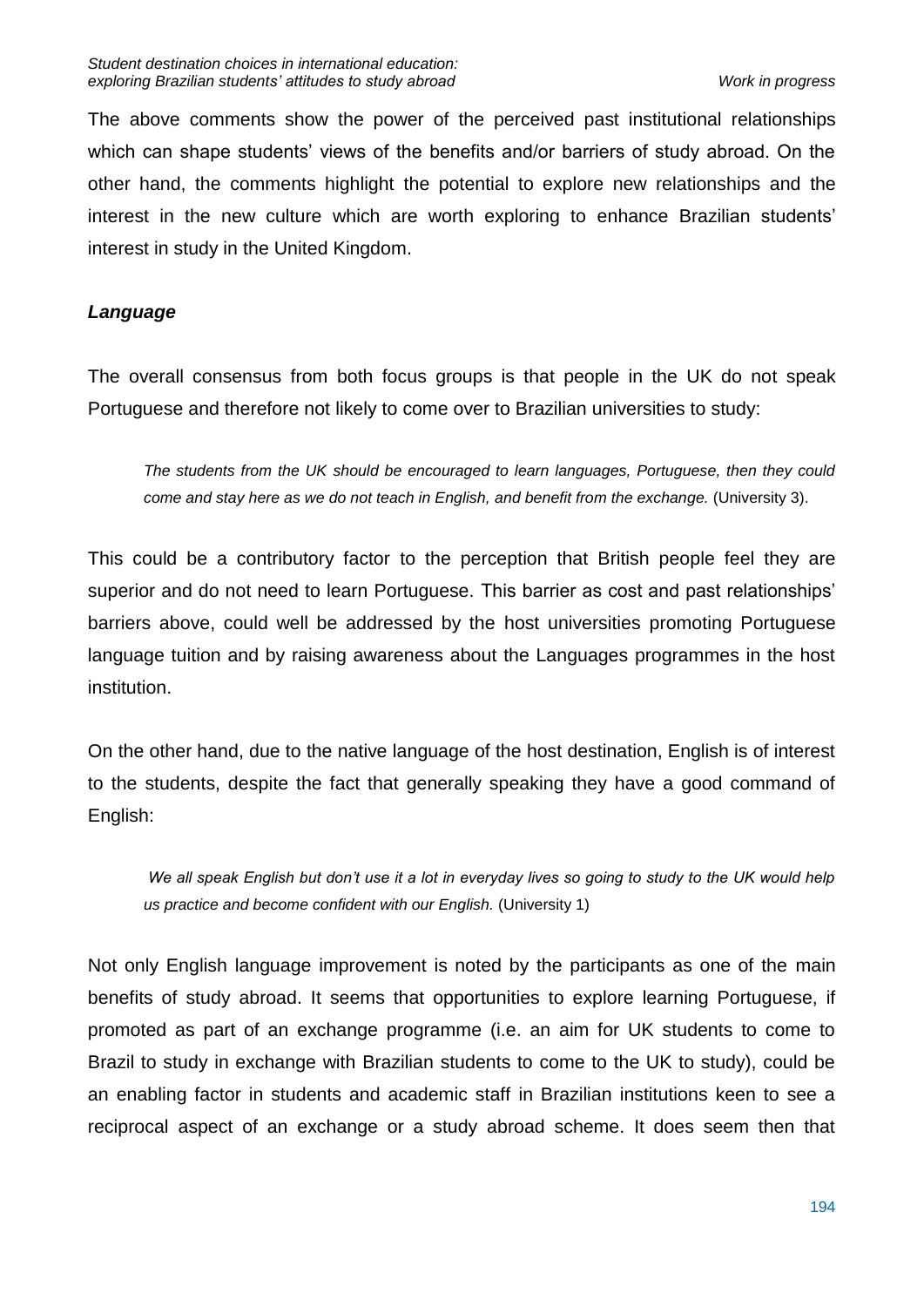The above comments show the power of the perceived past institutional relationships which can shape students' views of the benefits and/or barriers of study abroad. On the other hand, the comments highlight the potential to explore new relationships and the interest in the new culture which are worth exploring to enhance Brazilian students' interest in study in the United Kingdom.

***Language***

The overall consensus from both focus groups is that people in the UK do not speak Portuguese and therefore not likely to come over to Brazilian universities to study:

> *The students from the UK should be encouraged to learn languages, Portuguese, then they could come and stay here as we do not teach in English, and benefit from the exchange.* (University 3).

This could be a contributory factor to the perception that British people feel they are superior and do not need to learn Portuguese. This barrier as cost and past relationships' barriers above, could well be addressed by the host universities promoting Portuguese language tuition and by raising awareness about the Languages programmes in the host institution.

On the other hand, due to the native language of the host destination, English is of interest to the students, despite the fact that generally speaking they have a good command of English:

> *We all speak English but don't use it a lot in everyday lives so going to study to the UK would help us practice and become confident with our English.* (University 1)

Not only English language improvement is noted by the participants as one of the main benefits of study abroad. It seems that opportunities to explore learning Portuguese, if promoted as part of an exchange programme (i.e. an aim for UK students to come to Brazil to study in exchange with Brazilian students to come to the UK to study), could be an enabling factor in students and academic staff in Brazilian institutions keen to see a reciprocal aspect of an exchange or a study abroad scheme. It does seem then that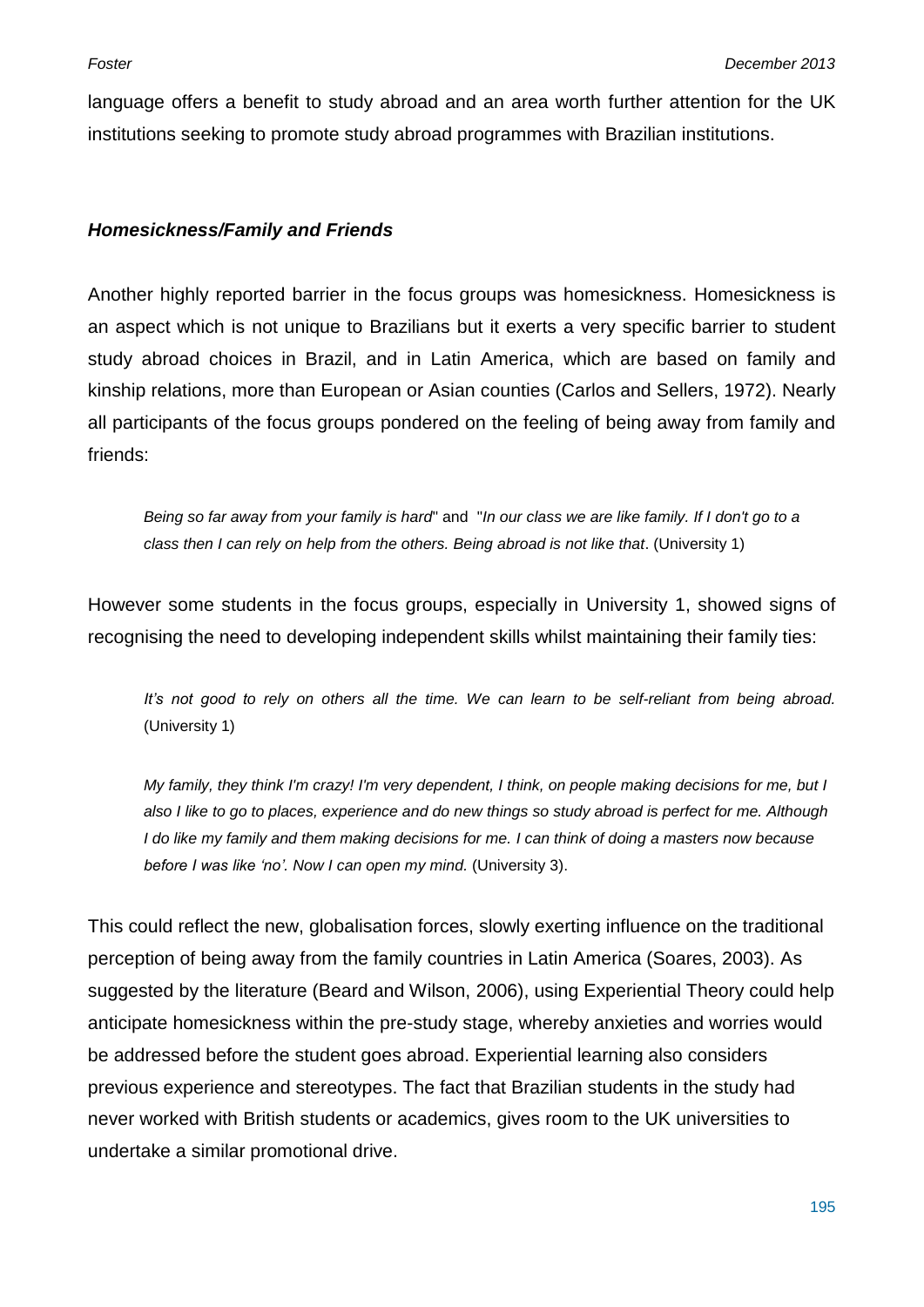language offers a benefit to study abroad and an area worth further attention for the UK institutions seeking to promote study abroad programmes with Brazilian institutions.

### *Homesickness/Family and Friends*

Another highly reported barrier in the focus groups was homesickness. Homesickness is an aspect which is not unique to Brazilians but it exerts a very specific barrier to student study abroad choices in Brazil, and in Latin America, which are based on family and kinship relations, more than European or Asian counties (Carlos and Sellers, 1972). Nearly all participants of the focus groups pondered on the feeling of being away from family and friends:

> *Being so far away from your family is hard*" and "*In our class we are like family. If I don't go to a class then I can rely on help from the others. Being abroad is not like that*. (University 1)

However some students in the focus groups, especially in University 1, showed signs of recognising the need to developing independent skills whilst maintaining their family ties:

> *It's not good to rely on others all the time. We can learn to be self-reliant from being abroad.* (University 1)

> *My family, they think I'm crazy! I'm very dependent, I think, on people making decisions for me, but I also I like to go to places, experience and do new things so study abroad is perfect for me. Although I do like my family and them making decisions for me. I can think of doing a masters now because before I was like 'no'. Now I can open my mind.* (University 3).

This could reflect the new, globalisation forces, slowly exerting influence on the traditional perception of being away from the family countries in Latin America (Soares, 2003). As suggested by the literature (Beard and Wilson, 2006), using Experiential Theory could help anticipate homesickness within the pre-study stage, whereby anxieties and worries would be addressed before the student goes abroad. Experiential learning also considers previous experience and stereotypes. The fact that Brazilian students in the study had never worked with British students or academics, gives room to the UK universities to undertake a similar promotional drive.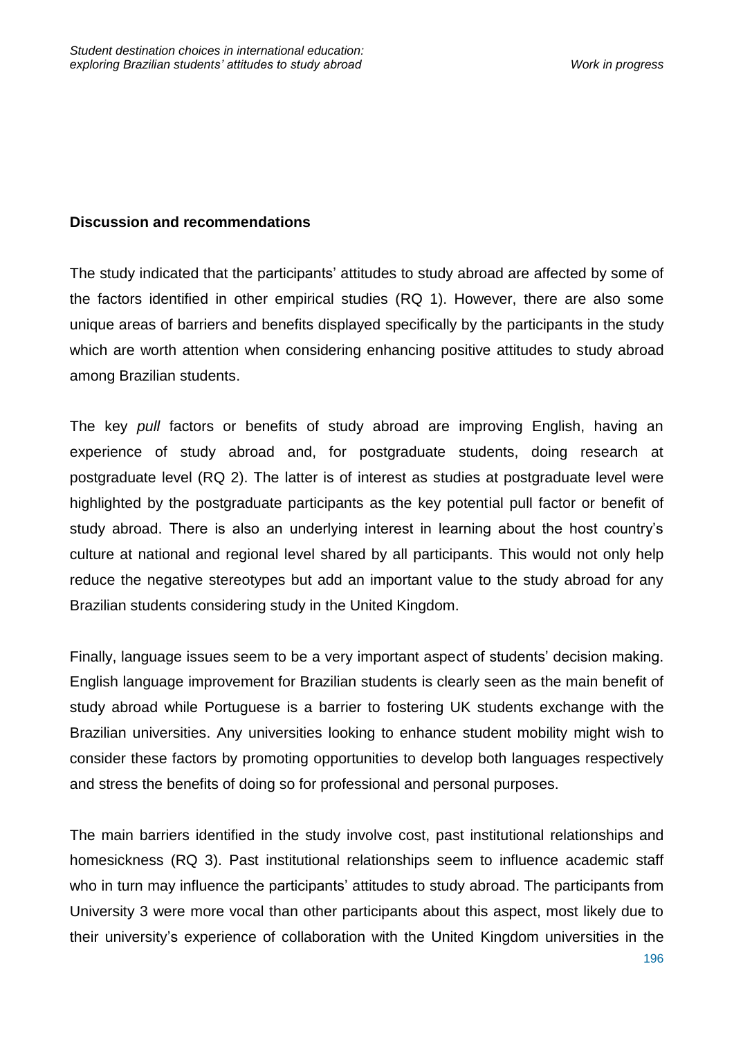## Discussion and recommendations

The study indicated that the participants' attitudes to study abroad are affected by some of the factors identified in other empirical studies (RQ 1). However, there are also some unique areas of barriers and benefits displayed specifically by the participants in the study which are worth attention when considering enhancing positive attitudes to study abroad among Brazilian students.

The key *pull* factors or benefits of study abroad are improving English, having an experience of study abroad and, for postgraduate students, doing research at postgraduate level (RQ 2). The latter is of interest as studies at postgraduate level were highlighted by the postgraduate participants as the key potential pull factor or benefit of study abroad. There is also an underlying interest in learning about the host country's culture at national and regional level shared by all participants. This would not only help reduce the negative stereotypes but add an important value to the study abroad for any Brazilian students considering study in the United Kingdom.

Finally, language issues seem to be a very important aspect of students' decision making. English language improvement for Brazilian students is clearly seen as the main benefit of study abroad while Portuguese is a barrier to fostering UK students exchange with the Brazilian universities. Any universities looking to enhance student mobility might wish to consider these factors by promoting opportunities to develop both languages respectively and stress the benefits of doing so for professional and personal purposes.

The main barriers identified in the study involve cost, past institutional relationships and homesickness (RQ 3). Past institutional relationships seem to influence academic staff who in turn may influence the participants' attitudes to study abroad. The participants from University 3 were more vocal than other participants about this aspect, most likely due to their university's experience of collaboration with the United Kingdom universities in the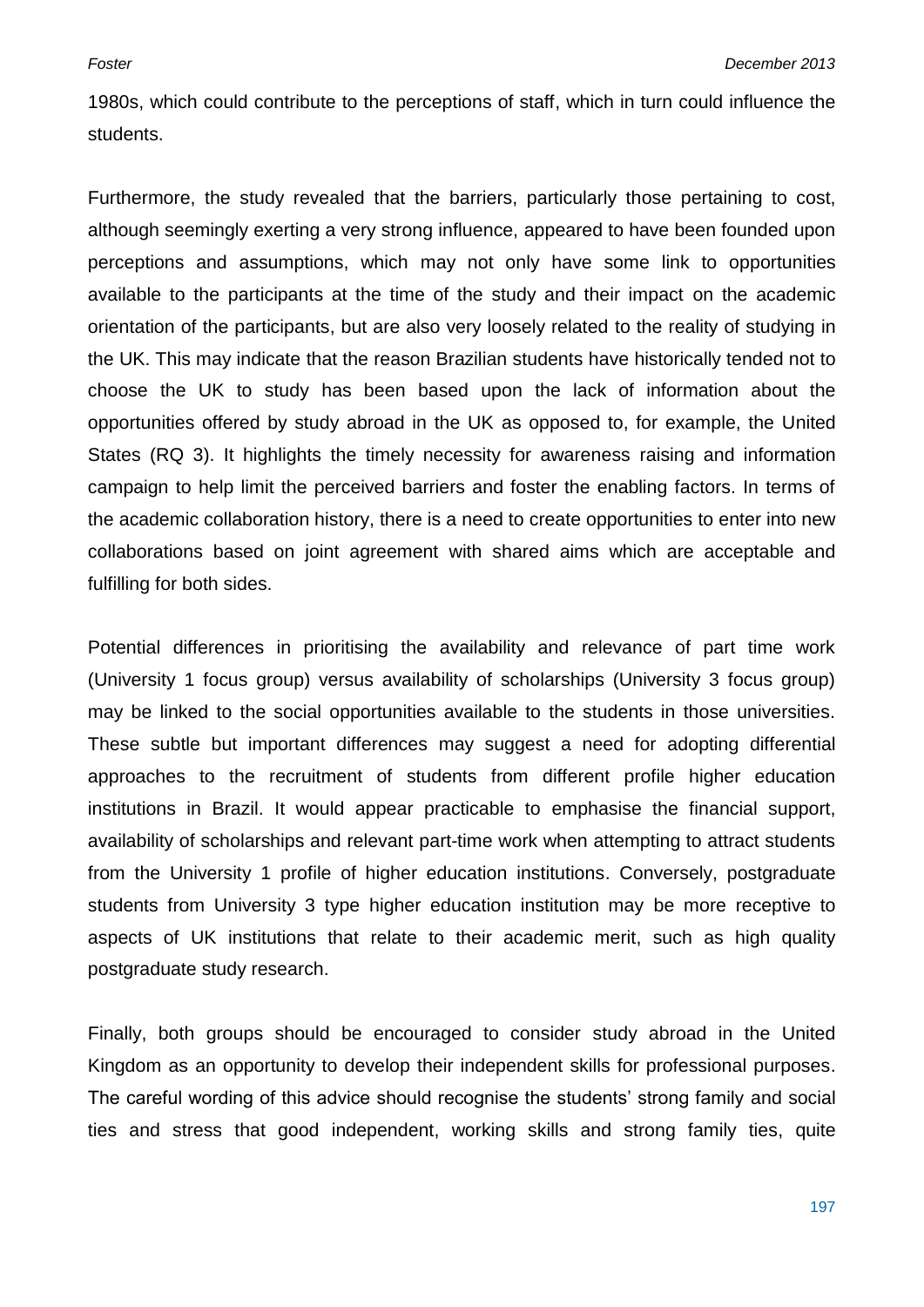1980s, which could contribute to the perceptions of staff, which in turn could influence the students.

Furthermore, the study revealed that the barriers, particularly those pertaining to cost, although seemingly exerting a very strong influence, appeared to have been founded upon perceptions and assumptions, which may not only have some link to opportunities available to the participants at the time of the study and their impact on the academic orientation of the participants, but are also very loosely related to the reality of studying in the UK. This may indicate that the reason Brazilian students have historically tended not to choose the UK to study has been based upon the lack of information about the opportunities offered by study abroad in the UK as opposed to, for example, the United States (RQ 3). It highlights the timely necessity for awareness raising and information campaign to help limit the perceived barriers and foster the enabling factors. In terms of the academic collaboration history, there is a need to create opportunities to enter into new collaborations based on joint agreement with shared aims which are acceptable and fulfilling for both sides.

Potential differences in prioritising the availability and relevance of part time work (University 1 focus group) versus availability of scholarships (University 3 focus group) may be linked to the social opportunities available to the students in those universities. These subtle but important differences may suggest a need for adopting differential approaches to the recruitment of students from different profile higher education institutions in Brazil. It would appear practicable to emphasise the financial support, availability of scholarships and relevant part-time work when attempting to attract students from the University 1 profile of higher education institutions. Conversely, postgraduate students from University 3 type higher education institution may be more receptive to aspects of UK institutions that relate to their academic merit, such as high quality postgraduate study research.

Finally, both groups should be encouraged to consider study abroad in the United Kingdom as an opportunity to develop their independent skills for professional purposes. The careful wording of this advice should recognise the students' strong family and social ties and stress that good independent, working skills and strong family ties, quite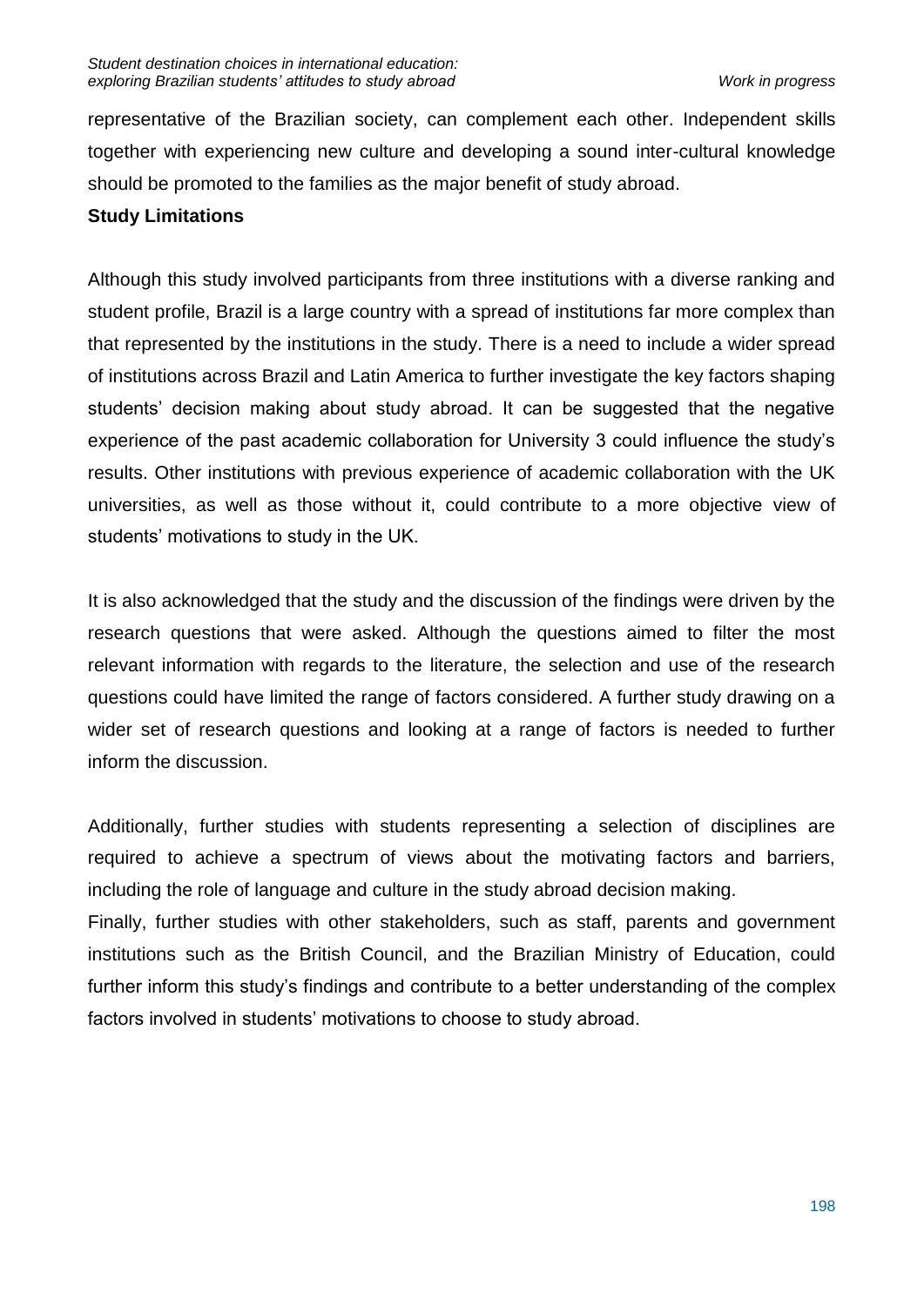representative of the Brazilian society, can complement each other. Independent skills together with experiencing new culture and developing a sound inter-cultural knowledge should be promoted to the families as the major benefit of study abroad.

**Study Limitations**

Although this study involved participants from three institutions with a diverse ranking and student profile, Brazil is a large country with a spread of institutions far more complex than that represented by the institutions in the study. There is a need to include a wider spread of institutions across Brazil and Latin America to further investigate the key factors shaping students' decision making about study abroad. It can be suggested that the negative experience of the past academic collaboration for University 3 could influence the study's results. Other institutions with previous experience of academic collaboration with the UK universities, as well as those without it, could contribute to a more objective view of students' motivations to study in the UK.

It is also acknowledged that the study and the discussion of the findings were driven by the research questions that were asked. Although the questions aimed to filter the most relevant information with regards to the literature, the selection and use of the research questions could have limited the range of factors considered. A further study drawing on a wider set of research questions and looking at a range of factors is needed to further inform the discussion.

Additionally, further studies with students representing a selection of disciplines are required to achieve a spectrum of views about the motivating factors and barriers, including the role of language and culture in the study abroad decision making.

Finally, further studies with other stakeholders, such as staff, parents and government institutions such as the British Council, and the Brazilian Ministry of Education, could further inform this study's findings and contribute to a better understanding of the complex factors involved in students' motivations to choose to study abroad.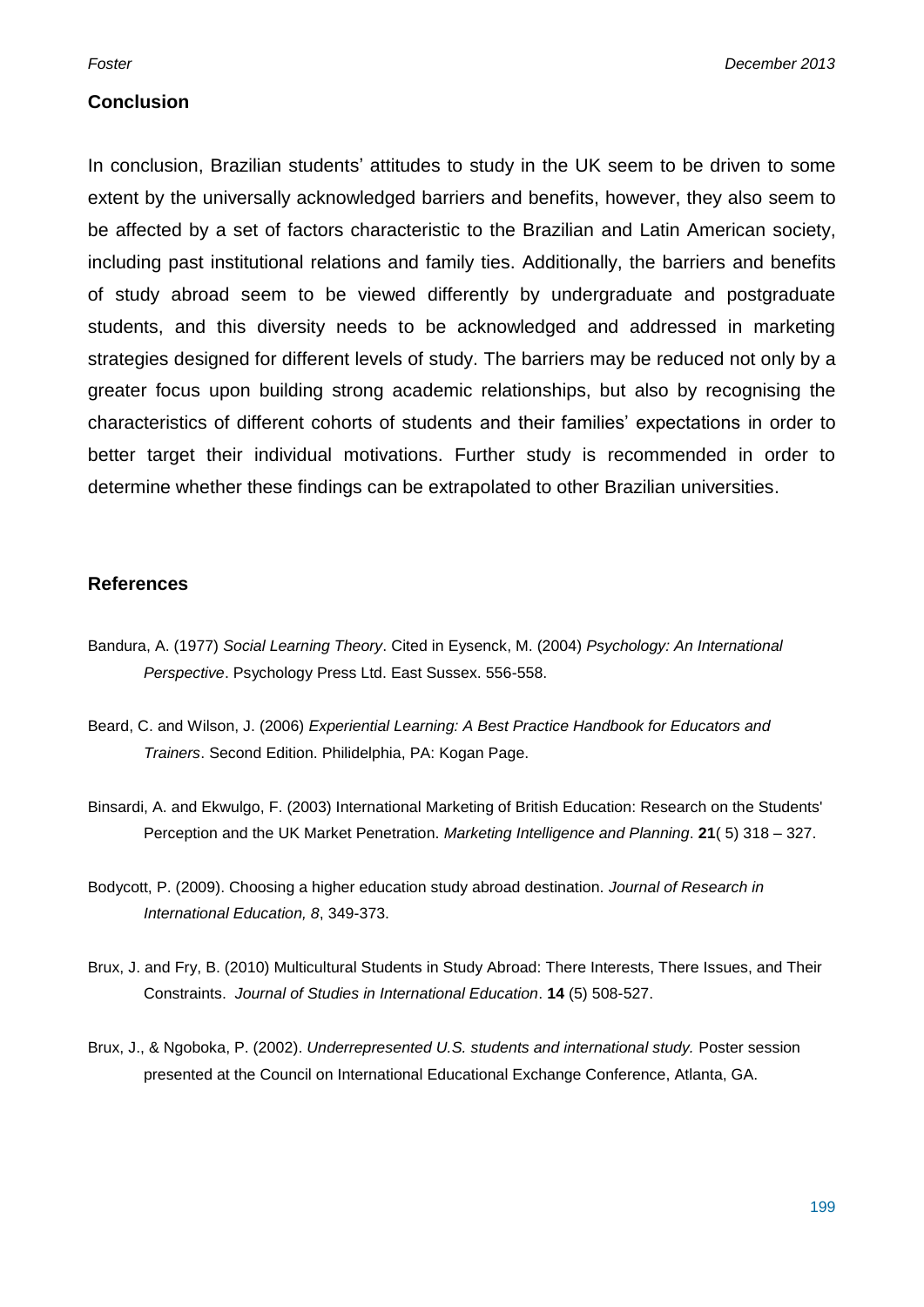## Conclusion

In conclusion, Brazilian students' attitudes to study in the UK seem to be driven to some extent by the universally acknowledged barriers and benefits, however, they also seem to be affected by a set of factors characteristic to the Brazilian and Latin American society, including past institutional relations and family ties. Additionally, the barriers and benefits of study abroad seem to be viewed differently by undergraduate and postgraduate students, and this diversity needs to be acknowledged and addressed in marketing strategies designed for different levels of study. The barriers may be reduced not only by a greater focus upon building strong academic relationships, but also by recognising the characteristics of different cohorts of students and their families' expectations in order to better target their individual motivations. Further study is recommended in order to determine whether these findings can be extrapolated to other Brazilian universities.

## References

Bandura, A. (1977) *Social Learning Theory*. Cited in Eysenck, M. (2004) *Psychology: An International Perspective*. Psychology Press Ltd. East Sussex. 556-558.

Beard, C. and Wilson, J. (2006) *Experiential Learning: A Best Practice Handbook for Educators and Trainers*. Second Edition. Philidelphia, PA: Kogan Page.

Binsardi, A. and Ekwulgo, F. (2003) International Marketing of British Education: Research on the Students' Perception and the UK Market Penetration. *Marketing Intelligence and Planning*. **21**( 5) 318 – 327.

Bodycott, P. (2009). Choosing a higher education study abroad destination. *Journal of Research in International Education, 8*, 349-373.

Brux, J. and Fry, B. (2010) Multicultural Students in Study Abroad: There Interests, There Issues, and Their Constraints. *Journal of Studies in International Education*. **14** (5) 508-527.

Brux, J., & Ngoboka, P. (2002). *Underrepresented U.S. students and international study.* Poster session presented at the Council on International Educational Exchange Conference, Atlanta, GA.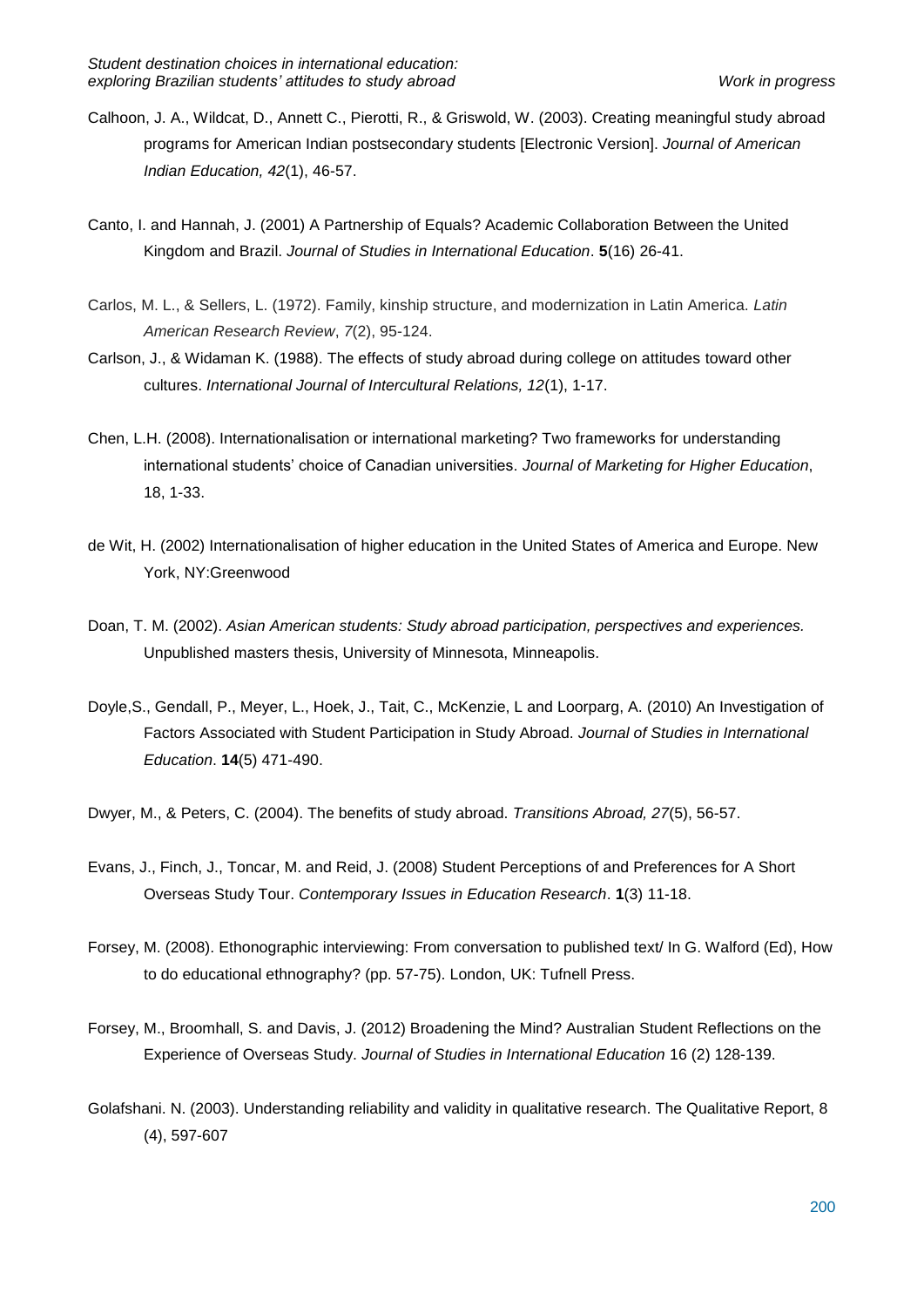Calhoon, J. A., Wildcat, D., Annett C., Pierotti, R., & Griswold, W. (2003). Creating meaningful study abroad programs for American Indian postsecondary students [Electronic Version]. *Journal of American Indian Education, 42*(1), 46-57.

Canto, I. and Hannah, J. (2001) A Partnership of Equals? Academic Collaboration Between the United Kingdom and Brazil. *Journal of Studies in International Education*. **5**(16) 26-41.

Carlos, M. L., & Sellers, L. (1972). Family, kinship structure, and modernization in Latin America. *Latin American Research Review*, *7*(2), 95-124.

Carlson, J., & Widaman K. (1988). The effects of study abroad during college on attitudes toward other cultures. *International Journal of Intercultural Relations, 12*(1), 1-17.

Chen, L.H. (2008). Internationalisation or international marketing? Two frameworks for understanding international students' choice of Canadian universities. *Journal of Marketing for Higher Education*, 18, 1-33.

de Wit, H. (2002) Internationalisation of higher education in the United States of America and Europe. New York, NY:Greenwood

Doan, T. M. (2002). *Asian American students: Study abroad participation, perspectives and experiences.* Unpublished masters thesis, University of Minnesota, Minneapolis.

Doyle,S., Gendall, P., Meyer, L., Hoek, J., Tait, C., McKenzie, L and Loorparg, A. (2010) An Investigation of Factors Associated with Student Participation in Study Abroad. *Journal of Studies in International Education*. **14**(5) 471-490.

Dwyer, M., & Peters, C. (2004). The benefits of study abroad. *Transitions Abroad, 27*(5), 56-57.

Evans, J., Finch, J., Toncar, M. and Reid, J. (2008) Student Perceptions of and Preferences for A Short Overseas Study Tour. *Contemporary Issues in Education Research*. **1**(3) 11-18.

Forsey, M. (2008). Ethonographic interviewing: From conversation to published text/ In G. Walford (Ed), How to do educational ethnography? (pp. 57-75). London, UK: Tufnell Press.

Forsey, M., Broomhall, S. and Davis, J. (2012) Broadening the Mind? Australian Student Reflections on the Experience of Overseas Study. *Journal of Studies in International Education* 16 (2) 128-139.

Golafshani. N. (2003). Understanding reliability and validity in qualitative research. The Qualitative Report, 8 (4), 597-607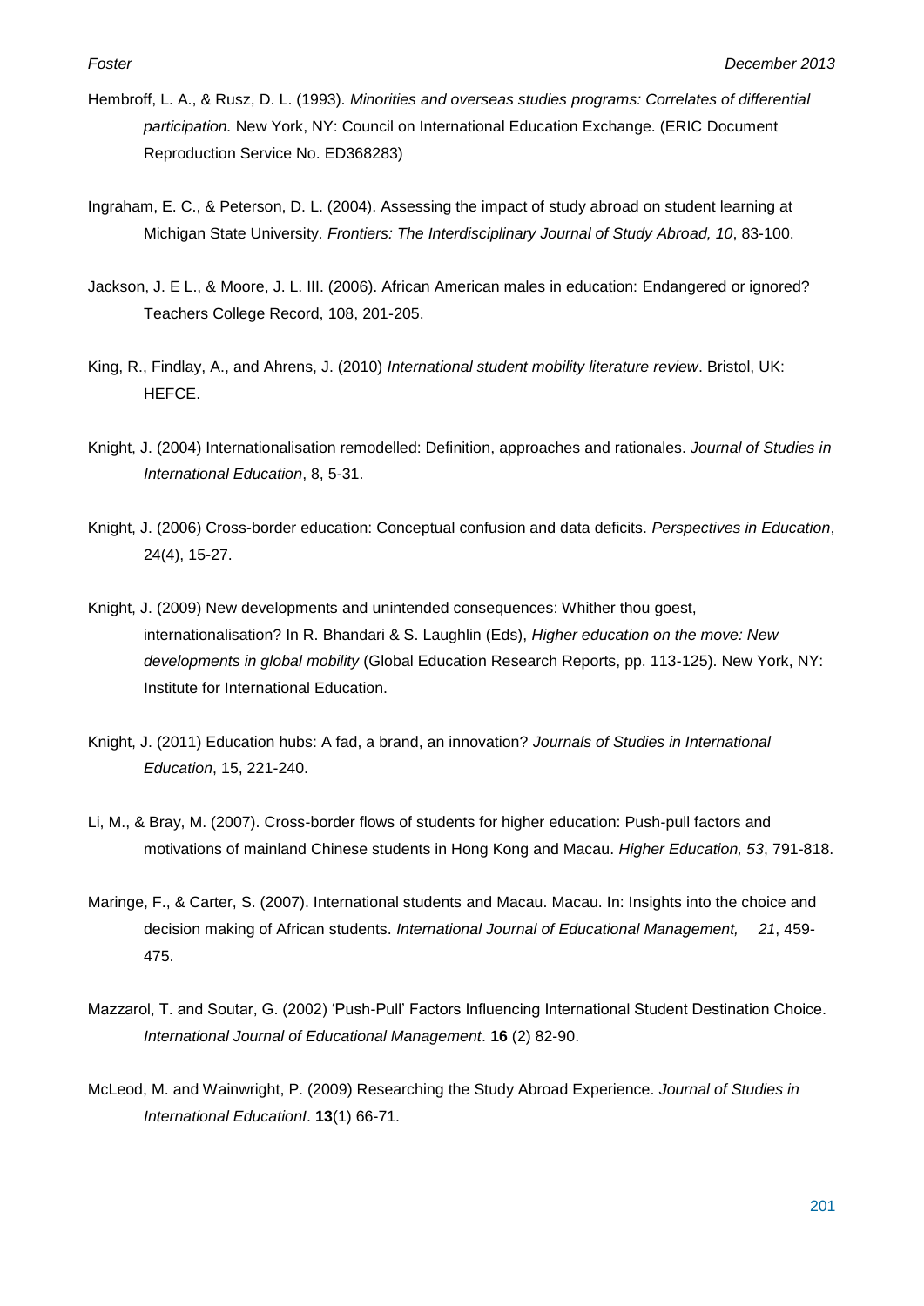Hembroff, L. A., & Rusz, D. L. (1993). *Minorities and overseas studies programs: Correlates of differential participation.* New York, NY: Council on International Education Exchange. (ERIC Document Reproduction Service No. ED368283)

Ingraham, E. C., & Peterson, D. L. (2004). Assessing the impact of study abroad on student learning at Michigan State University. *Frontiers: The Interdisciplinary Journal of Study Abroad, 10*, 83-100.

Jackson, J. E L., & Moore, J. L. III. (2006). African American males in education: Endangered or ignored? Teachers College Record, 108, 201-205.

King, R., Findlay, A., and Ahrens, J. (2010) *International student mobility literature review*. Bristol, UK: HEFCE.

Knight, J. (2004) Internationalisation remodelled: Definition, approaches and rationales. *Journal of Studies in International Education*, 8, 5-31.

Knight, J. (2006) Cross-border education: Conceptual confusion and data deficits. *Perspectives in Education*, 24(4), 15-27.

Knight, J. (2009) New developments and unintended consequences: Whither thou goest, internationalisation? In R. Bhandari & S. Laughlin (Eds), *Higher education on the move: New developments in global mobility* (Global Education Research Reports, pp. 113-125). New York, NY: Institute for International Education.

Knight, J. (2011) Education hubs: A fad, a brand, an innovation? *Journals of Studies in International Education*, 15, 221-240.

Li, M., & Bray, M. (2007). Cross-border flows of students for higher education: Push-pull factors and motivations of mainland Chinese students in Hong Kong and Macau. *Higher Education, 53*, 791-818.

Maringe, F., & Carter, S. (2007). International students and Macau. Macau. In: Insights into the choice and decision making of African students. *International Journal of Educational Management, 21*, 459-475.

Mazzarol, T. and Soutar, G. (2002) 'Push-Pull' Factors Influencing International Student Destination Choice. *International Journal of Educational Management*. **16** (2) 82-90.

McLeod, M. and Wainwright, P. (2009) Researching the Study Abroad Experience. *Journal of Studies in International EducationI*. **13**(1) 66-71.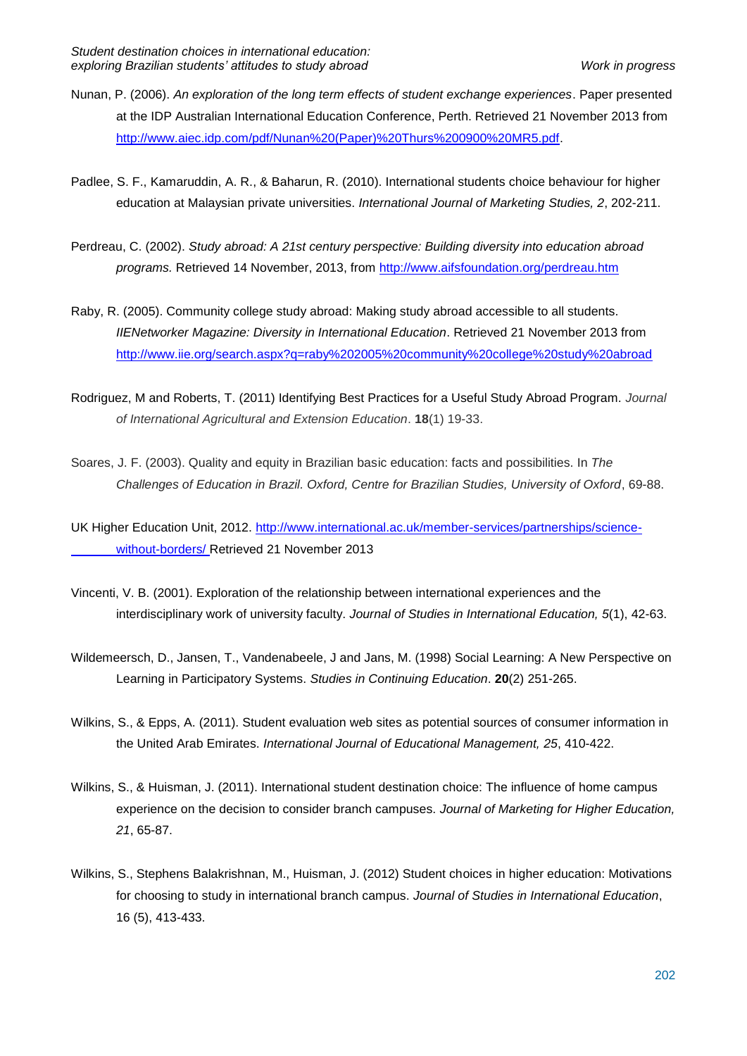Nunan, P. (2006). *An exploration of the long term effects of student exchange experiences*. Paper presented at the IDP Australian International Education Conference, Perth. Retrieved 21 November 2013 from http://www.aiec.idp.com/pdf/Nunan%20(Paper)%20Thurs%200900%20MR5.pdf.

Padlee, S. F., Kamaruddin, A. R., & Baharun, R. (2010). International students choice behaviour for higher education at Malaysian private universities. *International Journal of Marketing Studies, 2*, 202-211.

Perdreau, C. (2002). *Study abroad: A 21st century perspective: Building diversity into education abroad programs.* Retrieved 14 November, 2013, from http://www.aifsfoundation.org/perdreau.htm

Raby, R. (2005). Community college study abroad: Making study abroad accessible to all students. *IIENetworker Magazine: Diversity in International Education*. Retrieved 21 November 2013 from http://www.iie.org/search.aspx?q=raby%202005%20community%20college%20study%20abroad

Rodriguez, M and Roberts, T. (2011) Identifying Best Practices for a Useful Study Abroad Program. *Journal of International Agricultural and Extension Education*. **18**(1) 19-33.

Soares, J. F. (2003). Quality and equity in Brazilian basic education: facts and possibilities. In *The Challenges of Education in Brazil. Oxford, Centre for Brazilian Studies, University of Oxford*, 69-88.

UK Higher Education Unit, 2012. http://www.international.ac.uk/member-services/partnerships/science-without-borders/ Retrieved 21 November 2013

Vincenti, V. B. (2001). Exploration of the relationship between international experiences and the interdisciplinary work of university faculty. *Journal of Studies in International Education, 5*(1), 42-63.

Wildemeersch, D., Jansen, T., Vandenabeele, J and Jans, M. (1998) Social Learning: A New Perspective on Learning in Participatory Systems. *Studies in Continuing Education*. **20**(2) 251-265.

Wilkins, S., & Epps, A. (2011). Student evaluation web sites as potential sources of consumer information in the United Arab Emirates. *International Journal of Educational Management, 25*, 410-422.

Wilkins, S., & Huisman, J. (2011). International student destination choice: The influence of home campus experience on the decision to consider branch campuses. *Journal of Marketing for Higher Education, 21*, 65-87.

Wilkins, S., Stephens Balakrishnan, M., Huisman, J. (2012) Student choices in higher education: Motivations for choosing to study in international branch campus. *Journal of Studies in International Education*, 16 (5), 413-433.